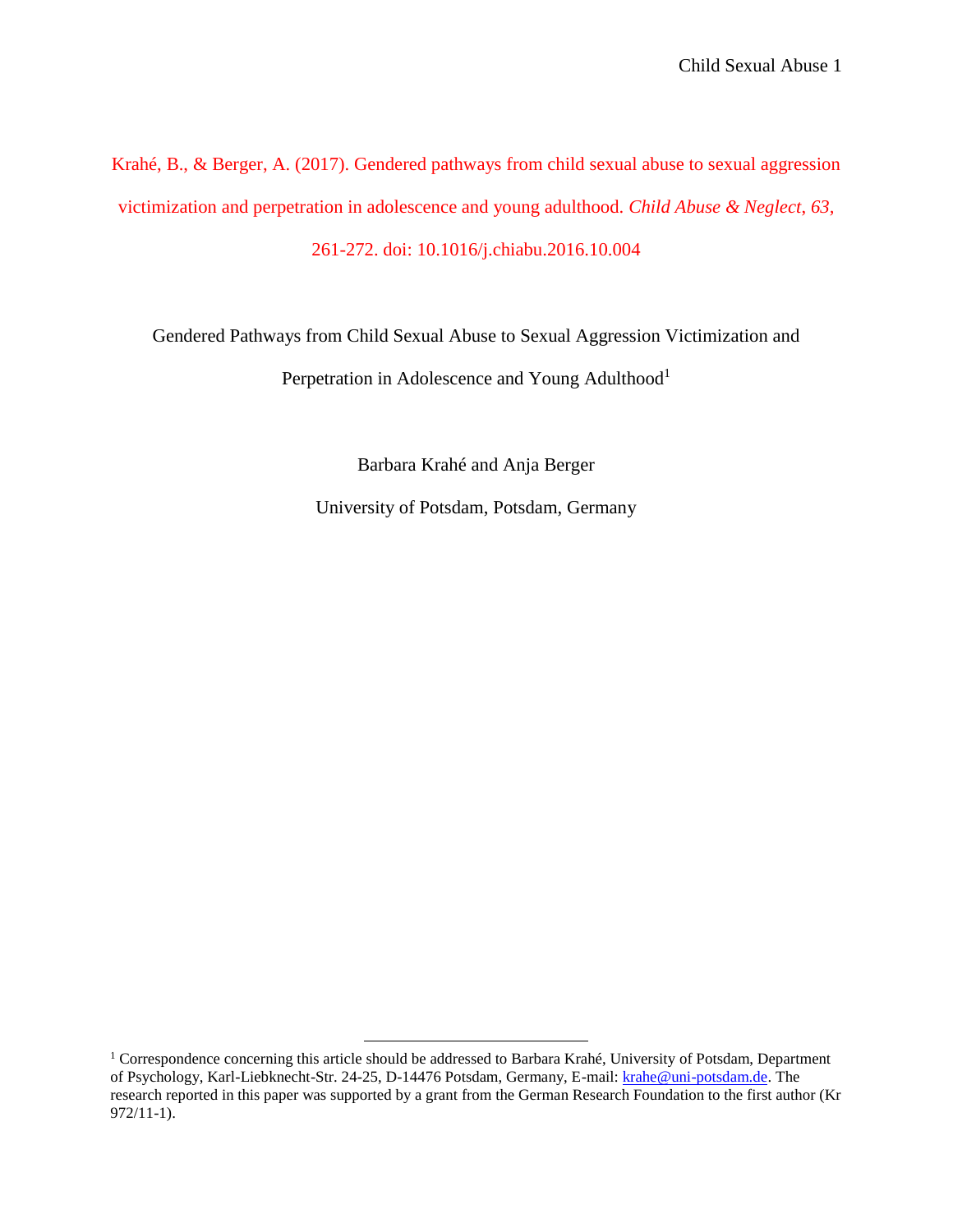Krahé, B., & Berger, A. (2017). Gendered pathways from child sexual abuse to sexual aggression victimization and perpetration in adolescence and young adulthood. *Child Abuse & Neglect, 63*, 261-272. doi: 10.1016/j.chiabu.2016.10.004

# Gendered Pathways from Child Sexual Abuse to Sexual Aggression Victimization and Perpetration in Adolescence and Young Adulthood[1]

Barbara Krahé and Anja Berger

University of Potsdam, Potsdam, Germany

---

[1] Correspondence concerning this article should be addressed to Barbara Krahé, University of Potsdam, Department of Psychology, Karl-Liebknecht-Str. 24-25, D-14476 Potsdam, Germany, E-mail: krahe@uni-potsdam.de. The research reported in this paper was supported by a grant from the German Research Foundation to the first author (Kr 972/11-1).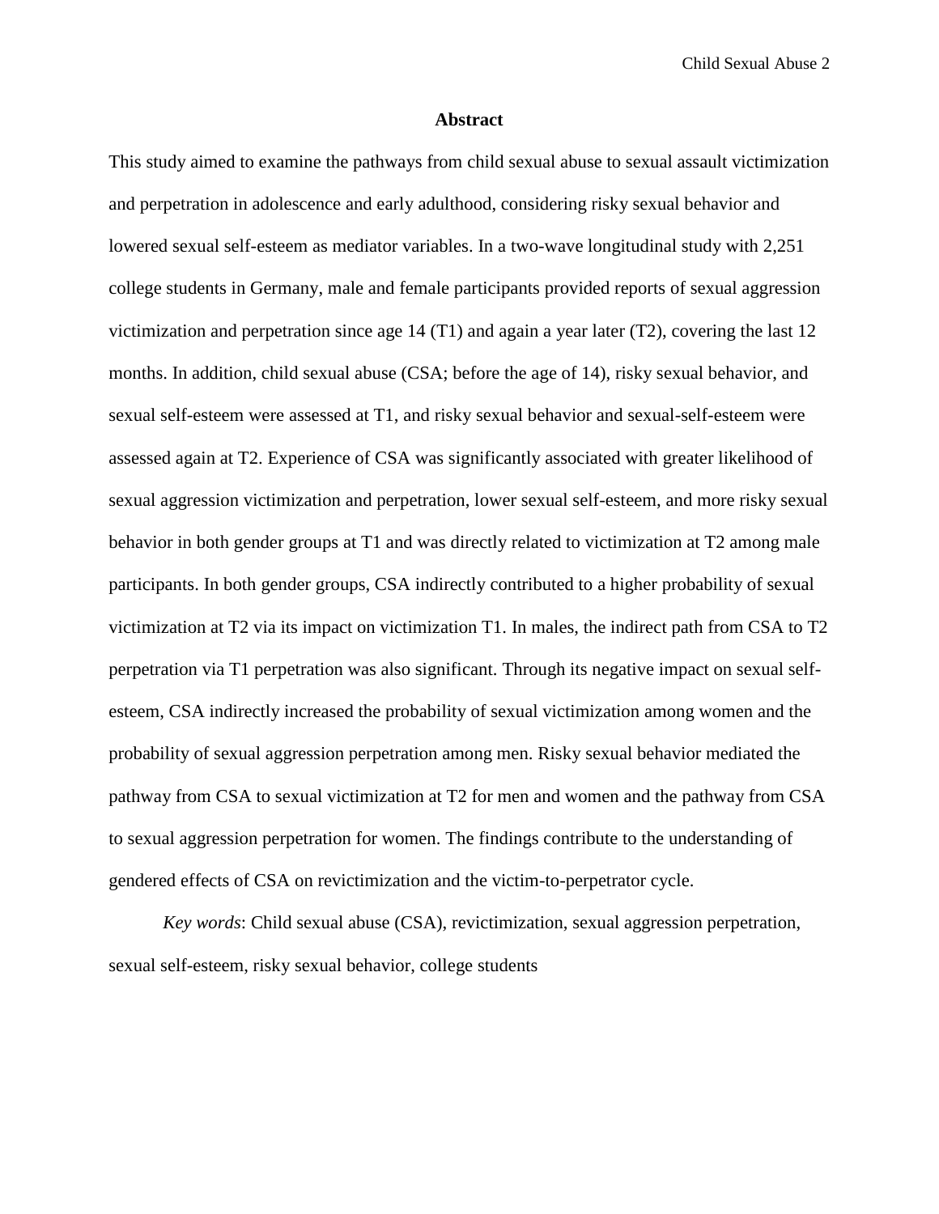## Abstract

This study aimed to examine the pathways from child sexual abuse to sexual assault victimization and perpetration in adolescence and early adulthood, considering risky sexual behavior and lowered sexual self-esteem as mediator variables. In a two-wave longitudinal study with 2,251 college students in Germany, male and female participants provided reports of sexual aggression victimization and perpetration since age 14 (T1) and again a year later (T2), covering the last 12 months. In addition, child sexual abuse (CSA; before the age of 14), risky sexual behavior, and sexual self-esteem were assessed at T1, and risky sexual behavior and sexual-self-esteem were assessed again at T2. Experience of CSA was significantly associated with greater likelihood of sexual aggression victimization and perpetration, lower sexual self-esteem, and more risky sexual behavior in both gender groups at T1 and was directly related to victimization at T2 among male participants. In both gender groups, CSA indirectly contributed to a higher probability of sexual victimization at T2 via its impact on victimization T1. In males, the indirect path from CSA to T2 perpetration via T1 perpetration was also significant. Through its negative impact on sexual self-esteem, CSA indirectly increased the probability of sexual victimization among women and the probability of sexual aggression perpetration among men. Risky sexual behavior mediated the pathway from CSA to sexual victimization at T2 for men and women and the pathway from CSA to sexual aggression perpetration for women. The findings contribute to the understanding of gendered effects of CSA on revictimization and the victim-to-perpetrator cycle.

*Key words*: Child sexual abuse (CSA), revictimization, sexual aggression perpetration, sexual self-esteem, risky sexual behavior, college students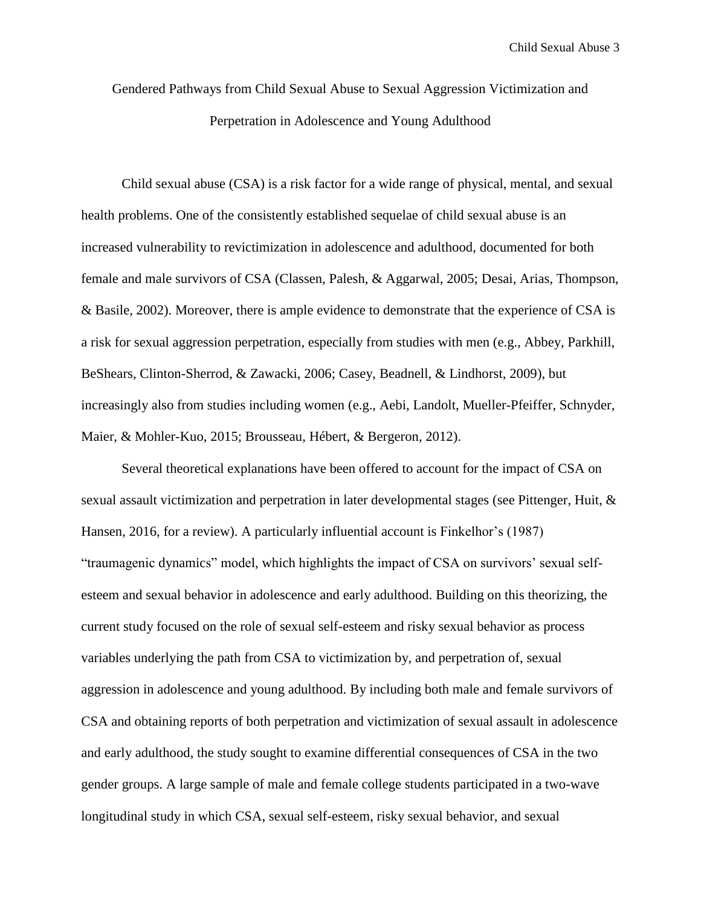# Gendered Pathways from Child Sexual Abuse to Sexual Aggression Victimization and Perpetration in Adolescence and Young Adulthood

Child sexual abuse (CSA) is a risk factor for a wide range of physical, mental, and sexual health problems. One of the consistently established sequelae of child sexual abuse is an increased vulnerability to revictimization in adolescence and adulthood, documented for both female and male survivors of CSA (Classen, Palesh, & Aggarwal, 2005; Desai, Arias, Thompson, & Basile, 2002). Moreover, there is ample evidence to demonstrate that the experience of CSA is a risk for sexual aggression perpetration, especially from studies with men (e.g., Abbey, Parkhill, BeShears, Clinton-Sherrod, & Zawacki, 2006; Casey, Beadnell, & Lindhorst, 2009), but increasingly also from studies including women (e.g., Aebi, Landolt, Mueller-Pfeiffer, Schnyder, Maier, & Mohler-Kuo, 2015; Brousseau, Hébert, & Bergeron, 2012).

Several theoretical explanations have been offered to account for the impact of CSA on sexual assault victimization and perpetration in later developmental stages (see Pittenger, Huit, & Hansen, 2016, for a review). A particularly influential account is Finkelhor's (1987) "traumagenic dynamics" model, which highlights the impact of CSA on survivors' sexual self-esteem and sexual behavior in adolescence and early adulthood. Building on this theorizing, the current study focused on the role of sexual self-esteem and risky sexual behavior as process variables underlying the path from CSA to victimization by, and perpetration of, sexual aggression in adolescence and young adulthood. By including both male and female survivors of CSA and obtaining reports of both perpetration and victimization of sexual assault in adolescence and early adulthood, the study sought to examine differential consequences of CSA in the two gender groups. A large sample of male and female college students participated in a two-wave longitudinal study in which CSA, sexual self-esteem, risky sexual behavior, and sexual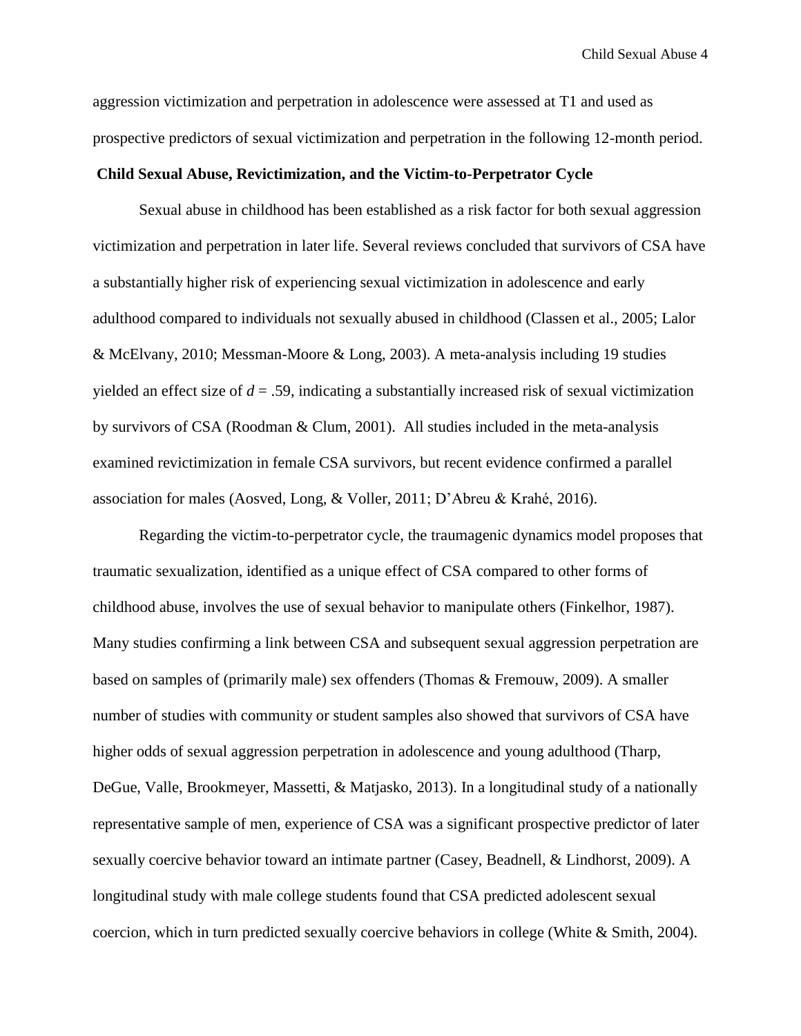aggression victimization and perpetration in adolescence were assessed at T1 and used as prospective predictors of sexual victimization and perpetration in the following 12-month period.

## Child Sexual Abuse, Revictimization, and the Victim-to-Perpetrator Cycle

Sexual abuse in childhood has been established as a risk factor for both sexual aggression victimization and perpetration in later life. Several reviews concluded that survivors of CSA have a substantially higher risk of experiencing sexual victimization in adolescence and early adulthood compared to individuals not sexually abused in childhood (Classen et al., 2005; Lalor & McElvany, 2010; Messman-Moore & Long, 2003). A meta-analysis including 19 studies yielded an effect size of $d = .59$, indicating a substantially increased risk of sexual victimization by survivors of CSA (Roodman & Clum, 2001). All studies included in the meta-analysis examined revictimization in female CSA survivors, but recent evidence confirmed a parallel association for males (Aosved, Long, & Voller, 2011; D'Abreu & Krahé, 2016).

Regarding the victim-to-perpetrator cycle, the traumagenic dynamics model proposes that traumatic sexualization, identified as a unique effect of CSA compared to other forms of childhood abuse, involves the use of sexual behavior to manipulate others (Finkelhor, 1987). Many studies confirming a link between CSA and subsequent sexual aggression perpetration are based on samples of (primarily male) sex offenders (Thomas & Fremouw, 2009). A smaller number of studies with community or student samples also showed that survivors of CSA have higher odds of sexual aggression perpetration in adolescence and young adulthood (Tharp, DeGue, Valle, Brookmeyer, Massetti, & Matjasko, 2013). In a longitudinal study of a nationally representative sample of men, experience of CSA was a significant prospective predictor of later sexually coercive behavior toward an intimate partner (Casey, Beadnell, & Lindhorst, 2009). A longitudinal study with male college students found that CSA predicted adolescent sexual coercion, which in turn predicted sexually coercive behaviors in college (White & Smith, 2004).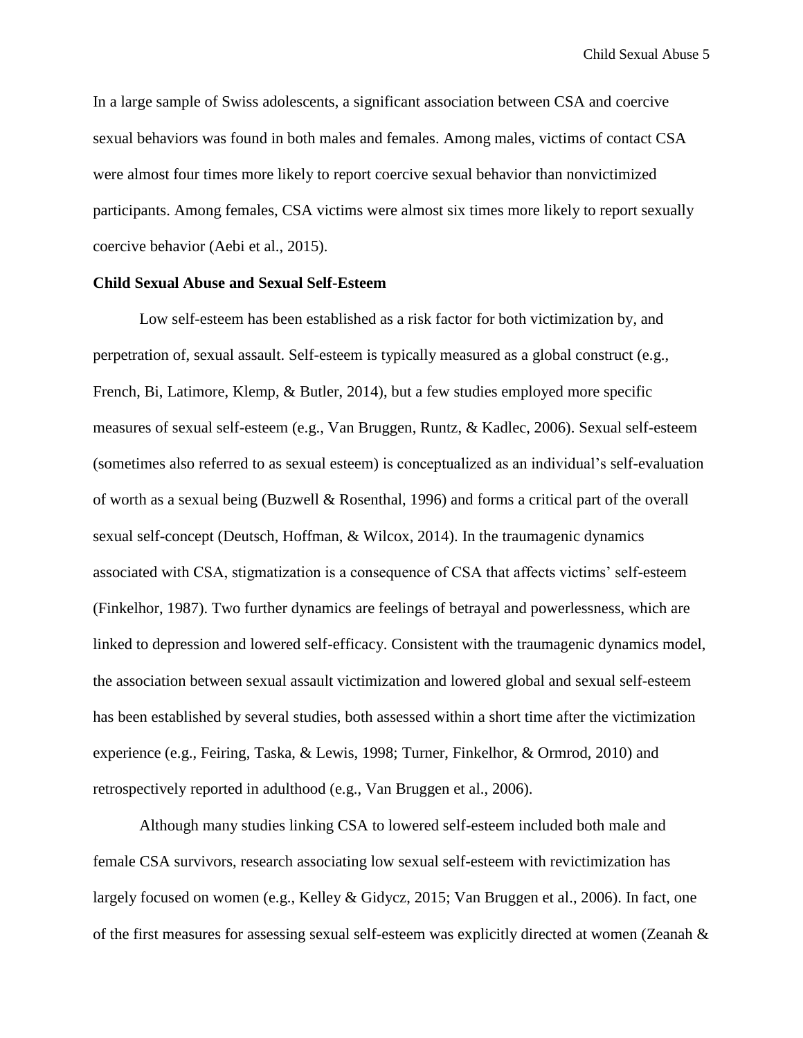In a large sample of Swiss adolescents, a significant association between CSA and coercive sexual behaviors was found in both males and females. Among males, victims of contact CSA were almost four times more likely to report coercive sexual behavior than nonvictimized participants. Among females, CSA victims were almost six times more likely to report sexually coercive behavior (Aebi et al., 2015).

**Child Sexual Abuse and Sexual Self-Esteem**

Low self-esteem has been established as a risk factor for both victimization by, and perpetration of, sexual assault. Self-esteem is typically measured as a global construct (e.g., French, Bi, Latimore, Klemp, & Butler, 2014), but a few studies employed more specific measures of sexual self-esteem (e.g., Van Bruggen, Runtz, & Kadlec, 2006). Sexual self-esteem (sometimes also referred to as sexual esteem) is conceptualized as an individual's self-evaluation of worth as a sexual being (Buzwell & Rosenthal, 1996) and forms a critical part of the overall sexual self-concept (Deutsch, Hoffman, & Wilcox, 2014). In the traumagenic dynamics associated with CSA, stigmatization is a consequence of CSA that affects victims' self-esteem (Finkelhor, 1987). Two further dynamics are feelings of betrayal and powerlessness, which are linked to depression and lowered self-efficacy. Consistent with the traumagenic dynamics model, the association between sexual assault victimization and lowered global and sexual self-esteem has been established by several studies, both assessed within a short time after the victimization experience (e.g., Feiring, Taska, & Lewis, 1998; Turner, Finkelhor, & Ormrod, 2010) and retrospectively reported in adulthood (e.g., Van Bruggen et al., 2006).

Although many studies linking CSA to lowered self-esteem included both male and female CSA survivors, research associating low sexual self-esteem with revictimization has largely focused on women (e.g., Kelley & Gidycz, 2015; Van Bruggen et al., 2006). In fact, one of the first measures for assessing sexual self-esteem was explicitly directed at women (Zeanah &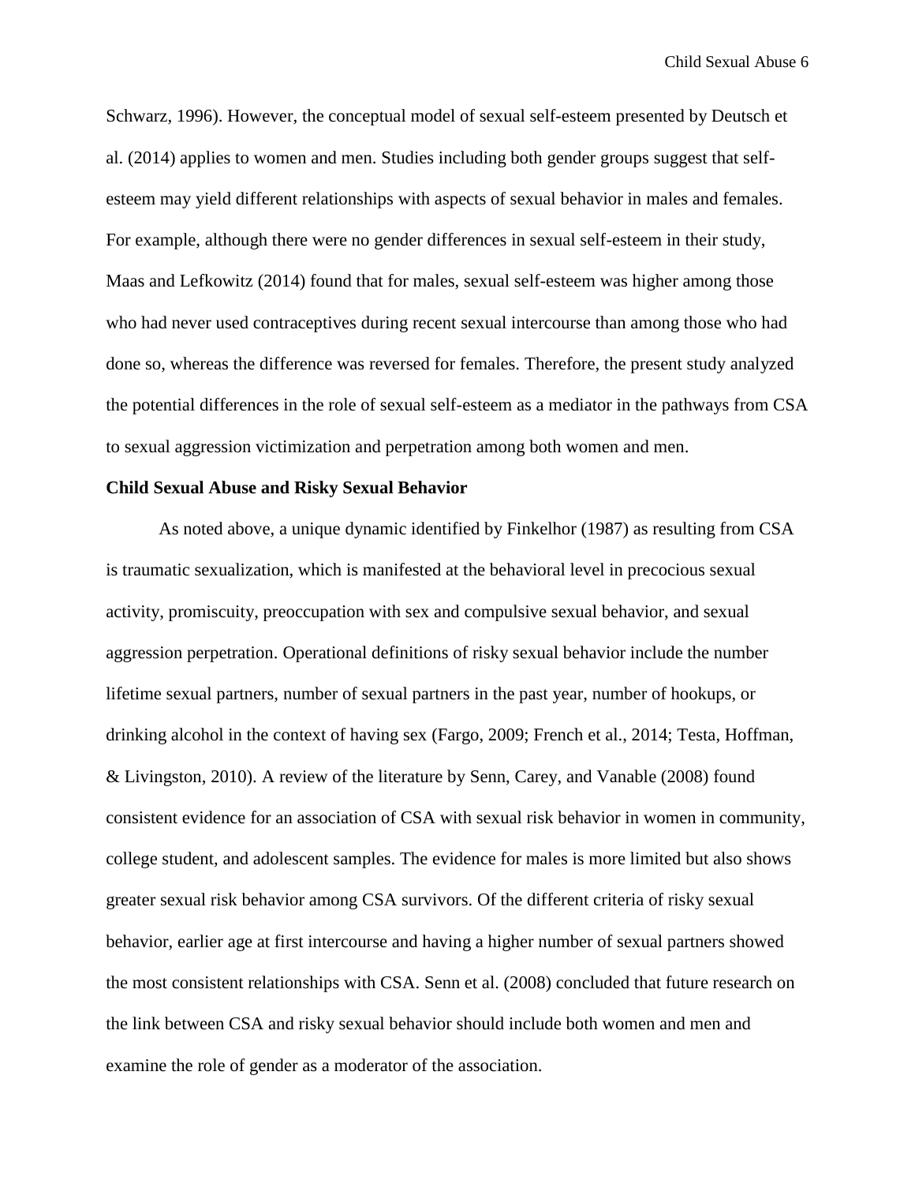Schwarz, 1996). However, the conceptual model of sexual self-esteem presented by Deutsch et al. (2014) applies to women and men. Studies including both gender groups suggest that self-esteem may yield different relationships with aspects of sexual behavior in males and females. For example, although there were no gender differences in sexual self-esteem in their study, Maas and Lefkowitz (2014) found that for males, sexual self-esteem was higher among those who had never used contraceptives during recent sexual intercourse than among those who had done so, whereas the difference was reversed for females. Therefore, the present study analyzed the potential differences in the role of sexual self-esteem as a mediator in the pathways from CSA to sexual aggression victimization and perpetration among both women and men.

**Child Sexual Abuse and Risky Sexual Behavior**

As noted above, a unique dynamic identified by Finkelhor (1987) as resulting from CSA is traumatic sexualization, which is manifested at the behavioral level in precocious sexual activity, promiscuity, preoccupation with sex and compulsive sexual behavior, and sexual aggression perpetration. Operational definitions of risky sexual behavior include the number lifetime sexual partners, number of sexual partners in the past year, number of hookups, or drinking alcohol in the context of having sex (Fargo, 2009; French et al., 2014; Testa, Hoffman, & Livingston, 2010). A review of the literature by Senn, Carey, and Vanable (2008) found consistent evidence for an association of CSA with sexual risk behavior in women in community, college student, and adolescent samples. The evidence for males is more limited but also shows greater sexual risk behavior among CSA survivors. Of the different criteria of risky sexual behavior, earlier age at first intercourse and having a higher number of sexual partners showed the most consistent relationships with CSA. Senn et al. (2008) concluded that future research on the link between CSA and risky sexual behavior should include both women and men and examine the role of gender as a moderator of the association.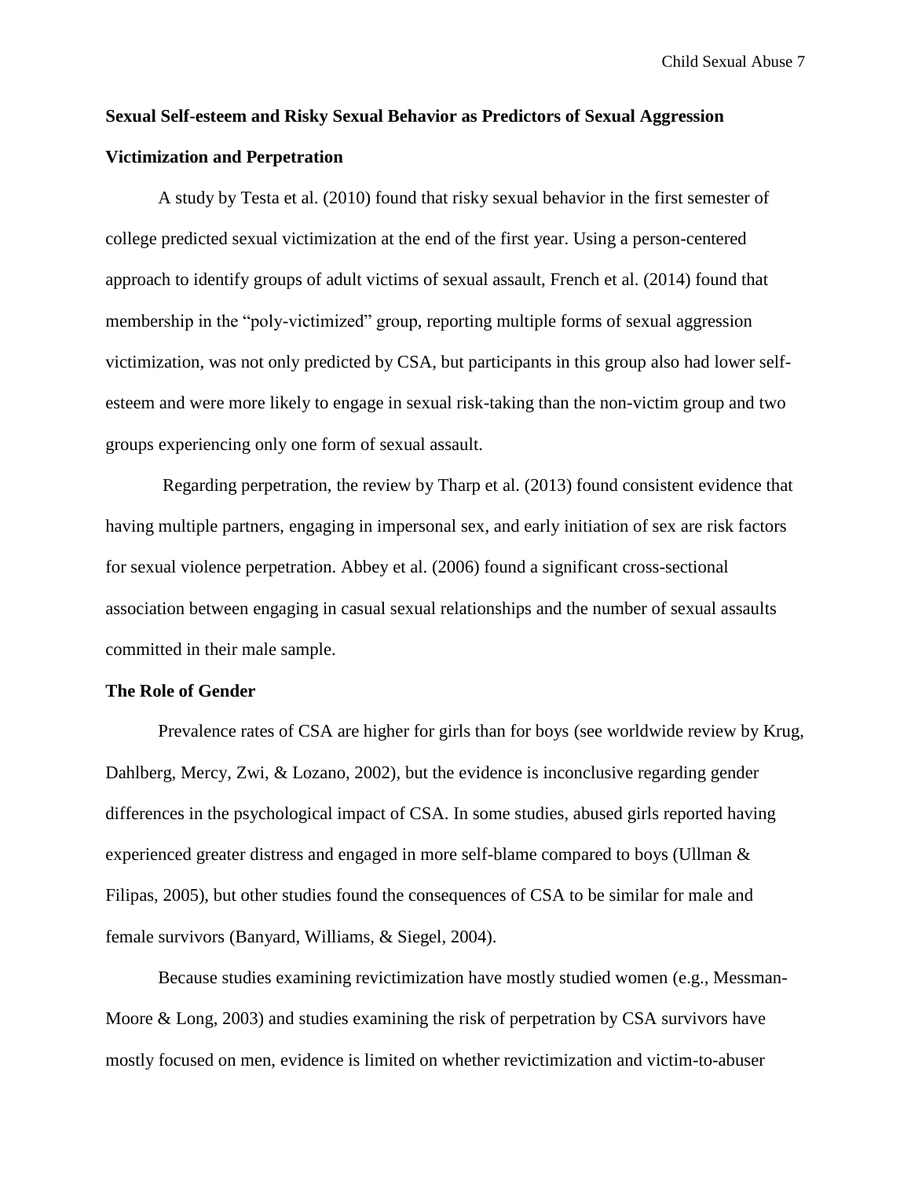**Sexual Self-esteem and Risky Sexual Behavior as Predictors of Sexual Aggression Victimization and Perpetration**

A study by Testa et al. (2010) found that risky sexual behavior in the first semester of college predicted sexual victimization at the end of the first year. Using a person-centered approach to identify groups of adult victims of sexual assault, French et al. (2014) found that membership in the "poly-victimized" group, reporting multiple forms of sexual aggression victimization, was not only predicted by CSA, but participants in this group also had lower self-esteem and were more likely to engage in sexual risk-taking than the non-victim group and two groups experiencing only one form of sexual assault.

Regarding perpetration, the review by Tharp et al. (2013) found consistent evidence that having multiple partners, engaging in impersonal sex, and early initiation of sex are risk factors for sexual violence perpetration. Abbey et al. (2006) found a significant cross-sectional association between engaging in casual sexual relationships and the number of sexual assaults committed in their male sample.

**The Role of Gender**

Prevalence rates of CSA are higher for girls than for boys (see worldwide review by Krug, Dahlberg, Mercy, Zwi, & Lozano, 2002), but the evidence is inconclusive regarding gender differences in the psychological impact of CSA. In some studies, abused girls reported having experienced greater distress and engaged in more self-blame compared to boys (Ullman & Filipas, 2005), but other studies found the consequences of CSA to be similar for male and female survivors (Banyard, Williams, & Siegel, 2004).

Because studies examining revictimization have mostly studied women (e.g., Messman-Moore & Long, 2003) and studies examining the risk of perpetration by CSA survivors have mostly focused on men, evidence is limited on whether revictimization and victim-to-abuser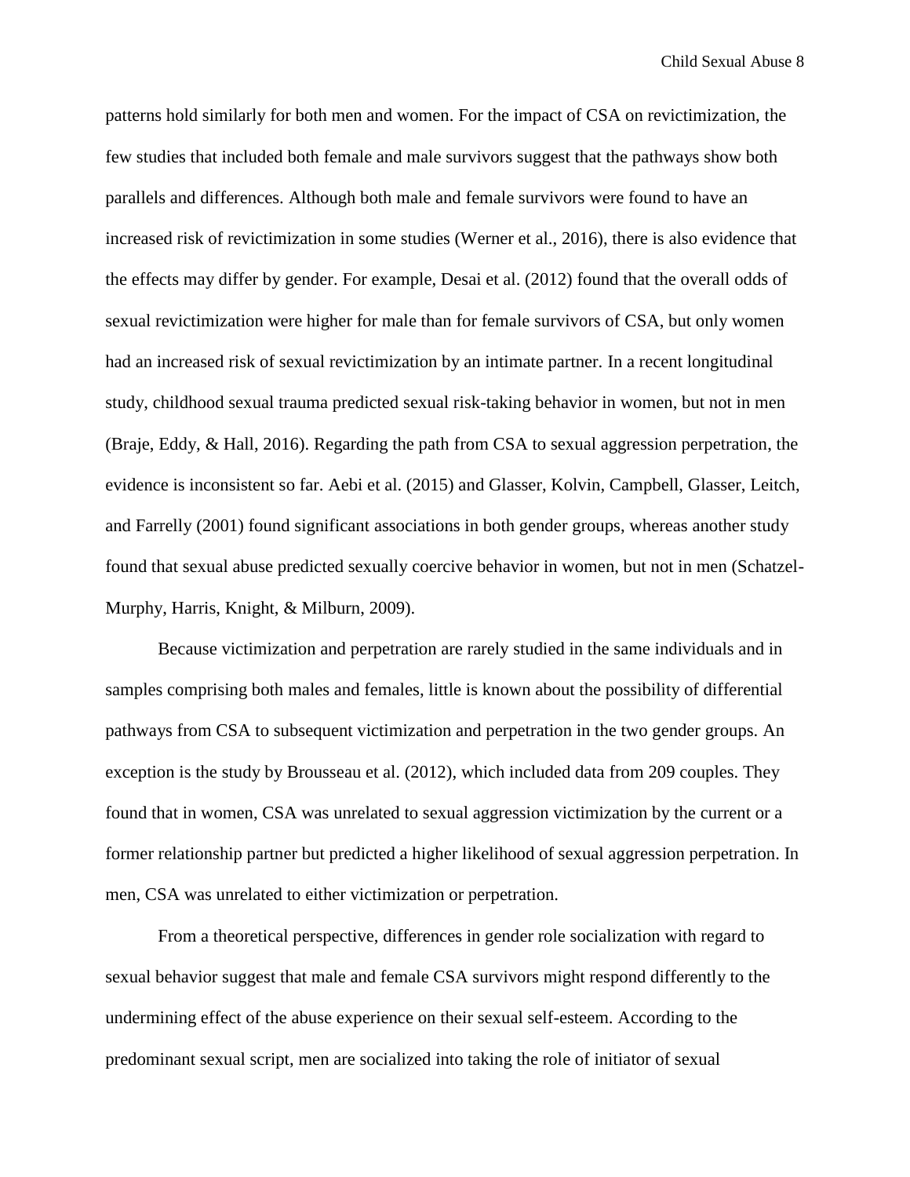patterns hold similarly for both men and women. For the impact of CSA on revictimization, the few studies that included both female and male survivors suggest that the pathways show both parallels and differences. Although both male and female survivors were found to have an increased risk of revictimization in some studies (Werner et al., 2016), there is also evidence that the effects may differ by gender. For example, Desai et al. (2012) found that the overall odds of sexual revictimization were higher for male than for female survivors of CSA, but only women had an increased risk of sexual revictimization by an intimate partner. In a recent longitudinal study, childhood sexual trauma predicted sexual risk-taking behavior in women, but not in men (Braje, Eddy, & Hall, 2016). Regarding the path from CSA to sexual aggression perpetration, the evidence is inconsistent so far. Aebi et al. (2015) and Glasser, Kolvin, Campbell, Glasser, Leitch, and Farrelly (2001) found significant associations in both gender groups, whereas another study found that sexual abuse predicted sexually coercive behavior in women, but not in men (Schatzel-Murphy, Harris, Knight, & Milburn, 2009).

Because victimization and perpetration are rarely studied in the same individuals and in samples comprising both males and females, little is known about the possibility of differential pathways from CSA to subsequent victimization and perpetration in the two gender groups. An exception is the study by Brousseau et al. (2012), which included data from 209 couples. They found that in women, CSA was unrelated to sexual aggression victimization by the current or a former relationship partner but predicted a higher likelihood of sexual aggression perpetration. In men, CSA was unrelated to either victimization or perpetration.

From a theoretical perspective, differences in gender role socialization with regard to sexual behavior suggest that male and female CSA survivors might respond differently to the undermining effect of the abuse experience on their sexual self-esteem. According to the predominant sexual script, men are socialized into taking the role of initiator of sexual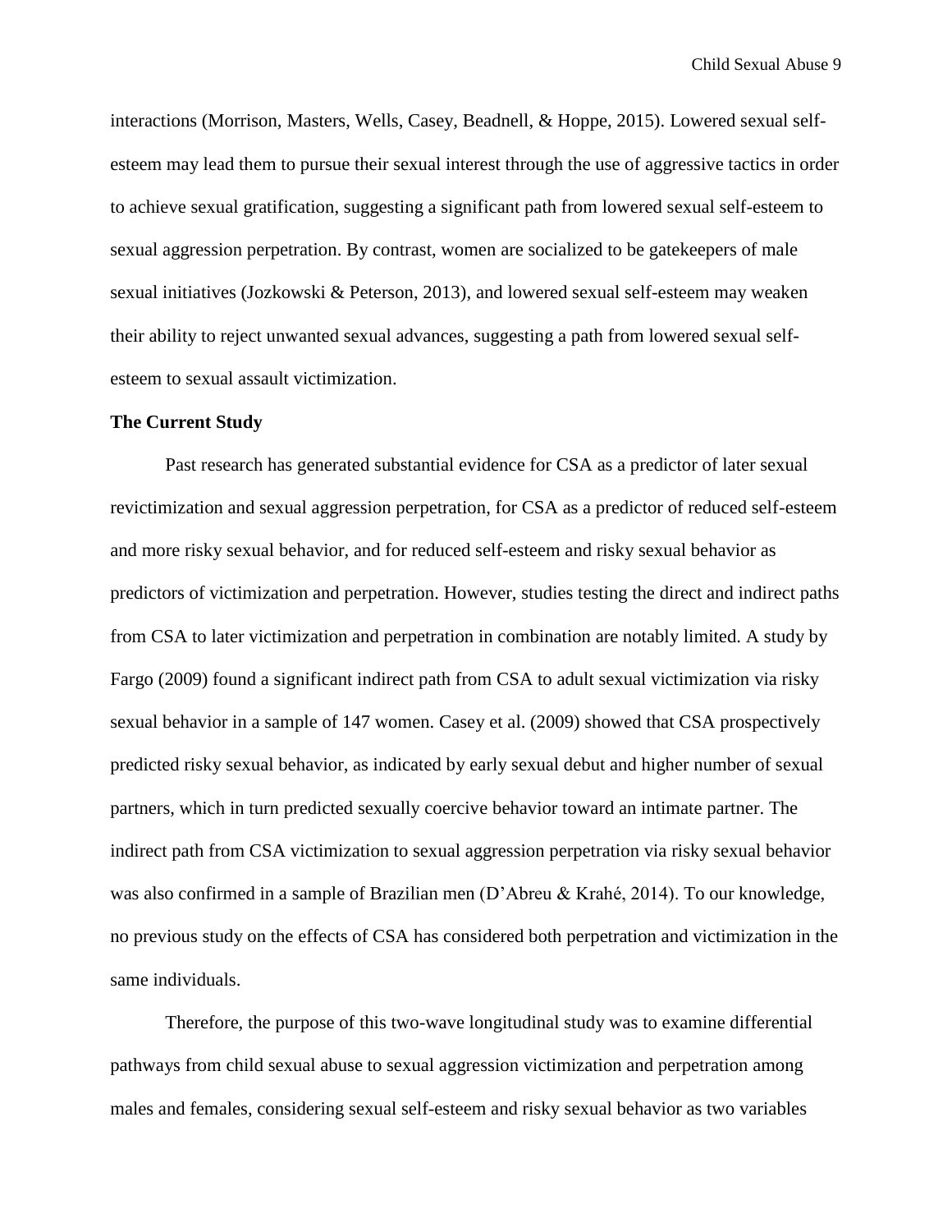interactions (Morrison, Masters, Wells, Casey, Beadnell, & Hoppe, 2015). Lowered sexual self-esteem may lead them to pursue their sexual interest through the use of aggressive tactics in order to achieve sexual gratification, suggesting a significant path from lowered sexual self-esteem to sexual aggression perpetration. By contrast, women are socialized to be gatekeepers of male sexual initiatives (Jozkowski & Peterson, 2013), and lowered sexual self-esteem may weaken their ability to reject unwanted sexual advances, suggesting a path from lowered sexual self-esteem to sexual assault victimization.

**The Current Study**

Past research has generated substantial evidence for CSA as a predictor of later sexual revictimization and sexual aggression perpetration, for CSA as a predictor of reduced self-esteem and more risky sexual behavior, and for reduced self-esteem and risky sexual behavior as predictors of victimization and perpetration. However, studies testing the direct and indirect paths from CSA to later victimization and perpetration in combination are notably limited. A study by Fargo (2009) found a significant indirect path from CSA to adult sexual victimization via risky sexual behavior in a sample of 147 women. Casey et al. (2009) showed that CSA prospectively predicted risky sexual behavior, as indicated by early sexual debut and higher number of sexual partners, which in turn predicted sexually coercive behavior toward an intimate partner. The indirect path from CSA victimization to sexual aggression perpetration via risky sexual behavior was also confirmed in a sample of Brazilian men (D'Abreu & Krahé, 2014). To our knowledge, no previous study on the effects of CSA has considered both perpetration and victimization in the same individuals.

Therefore, the purpose of this two-wave longitudinal study was to examine differential pathways from child sexual abuse to sexual aggression victimization and perpetration among males and females, considering sexual self-esteem and risky sexual behavior as two variables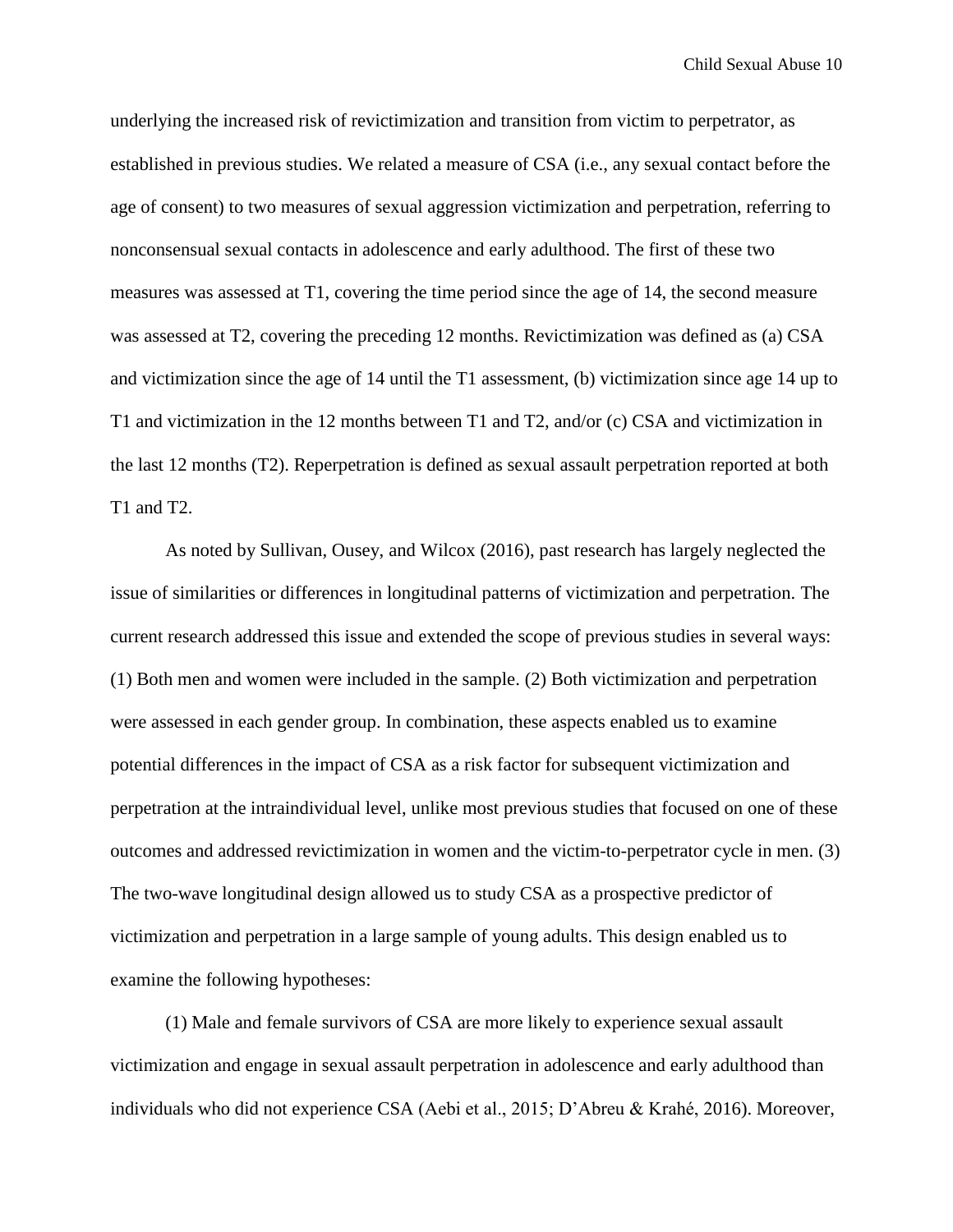underlying the increased risk of revictimization and transition from victim to perpetrator, as established in previous studies. We related a measure of CSA (i.e., any sexual contact before the age of consent) to two measures of sexual aggression victimization and perpetration, referring to nonconsensual sexual contacts in adolescence and early adulthood. The first of these two measures was assessed at T1, covering the time period since the age of 14, the second measure was assessed at T2, covering the preceding 12 months. Revictimization was defined as (a) CSA and victimization since the age of 14 until the T1 assessment, (b) victimization since age 14 up to T1 and victimization in the 12 months between T1 and T2, and/or (c) CSA and victimization in the last 12 months (T2). Reperpetration is defined as sexual assault perpetration reported at both T1 and T2.

As noted by Sullivan, Ousey, and Wilcox (2016), past research has largely neglected the issue of similarities or differences in longitudinal patterns of victimization and perpetration. The current research addressed this issue and extended the scope of previous studies in several ways: (1) Both men and women were included in the sample. (2) Both victimization and perpetration were assessed in each gender group. In combination, these aspects enabled us to examine potential differences in the impact of CSA as a risk factor for subsequent victimization and perpetration at the intraindividual level, unlike most previous studies that focused on one of these outcomes and addressed revictimization in women and the victim-to-perpetrator cycle in men. (3) The two-wave longitudinal design allowed us to study CSA as a prospective predictor of victimization and perpetration in a large sample of young adults. This design enabled us to examine the following hypotheses:

(1) Male and female survivors of CSA are more likely to experience sexual assault victimization and engage in sexual assault perpetration in adolescence and early adulthood than individuals who did not experience CSA (Aebi et al., 2015; D'Abreu & Krahé, 2016). Moreover,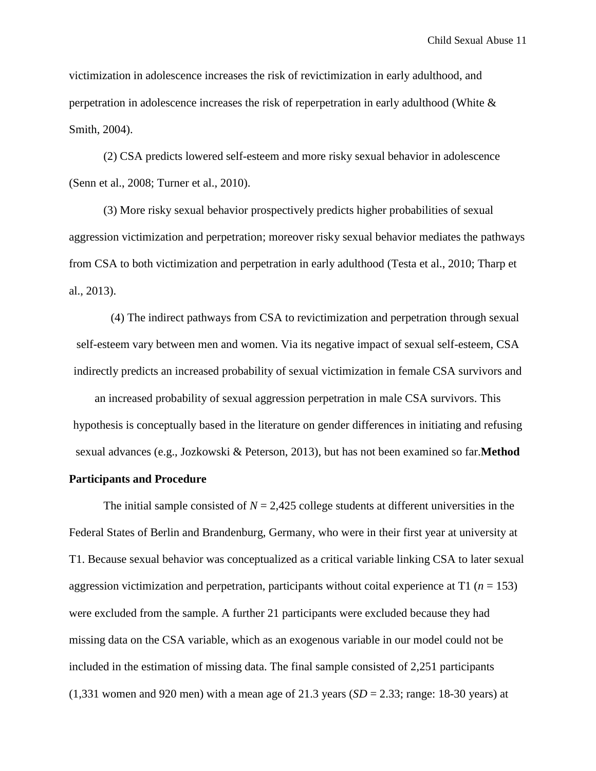victimization in adolescence increases the risk of revictimization in early adulthood, and perpetration in adolescence increases the risk of reperpetration in early adulthood (White & Smith, 2004).

(2) CSA predicts lowered self-esteem and more risky sexual behavior in adolescence (Senn et al., 2008; Turner et al., 2010).

(3) More risky sexual behavior prospectively predicts higher probabilities of sexual aggression victimization and perpetration; moreover risky sexual behavior mediates the pathways from CSA to both victimization and perpetration in early adulthood (Testa et al., 2010; Tharp et al., 2013).

(4) The indirect pathways from CSA to revictimization and perpetration through sexual self-esteem vary between men and women. Via its negative impact of sexual self-esteem, CSA indirectly predicts an increased probability of sexual victimization in female CSA survivors and an increased probability of sexual aggression perpetration in male CSA survivors. This hypothesis is conceptually based in the literature on gender differences in initiating and refusing sexual advances (e.g., Jozkowski & Peterson, 2013), but has not been examined so far.

## Method

### Participants and Procedure

The initial sample consisted of *N* = 2,425 college students at different universities in the Federal States of Berlin and Brandenburg, Germany, who were in their first year at university at T1. Because sexual behavior was conceptualized as a critical variable linking CSA to later sexual aggression victimization and perpetration, participants without coital experience at T1 (*n* = 153) were excluded from the sample. A further 21 participants were excluded because they had missing data on the CSA variable, which as an exogenous variable in our model could not be included in the estimation of missing data. The final sample consisted of 2,251 participants (1,331 women and 920 men) with a mean age of 21.3 years (*SD* = 2.33; range: 18-30 years) at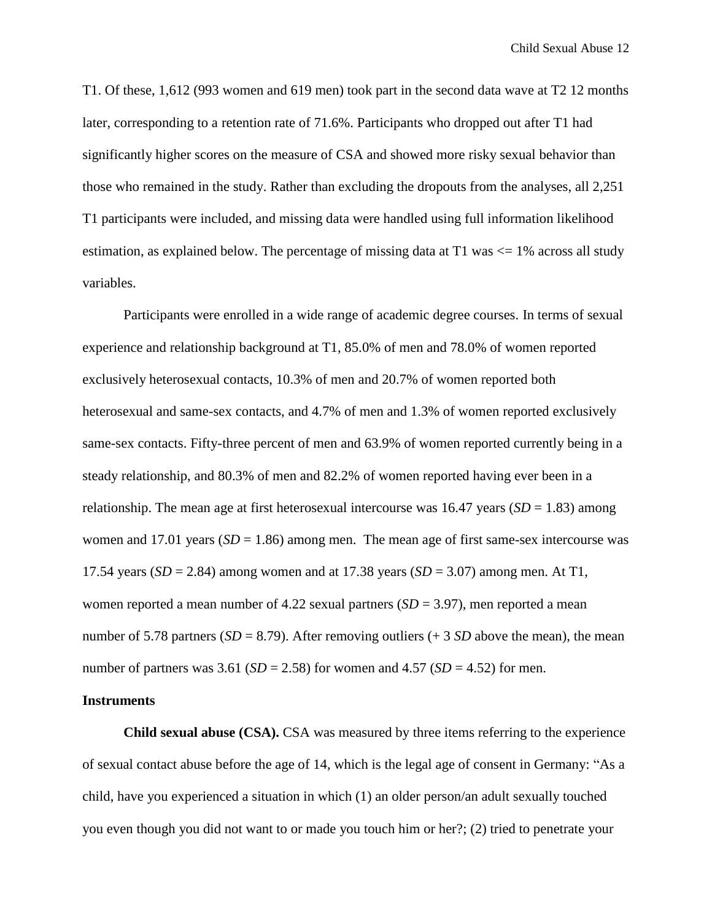T1. Of these, 1,612 (993 women and 619 men) took part in the second data wave at T2 12 months later, corresponding to a retention rate of 71.6%. Participants who dropped out after T1 had significantly higher scores on the measure of CSA and showed more risky sexual behavior than those who remained in the study. Rather than excluding the dropouts from the analyses, all 2,251 T1 participants were included, and missing data were handled using full information likelihood estimation, as explained below. The percentage of missing data at T1 was <= 1% across all study variables.

Participants were enrolled in a wide range of academic degree courses. In terms of sexual experience and relationship background at T1, 85.0% of men and 78.0% of women reported exclusively heterosexual contacts, 10.3% of men and 20.7% of women reported both heterosexual and same-sex contacts, and 4.7% of men and 1.3% of women reported exclusively same-sex contacts. Fifty-three percent of men and 63.9% of women reported currently being in a steady relationship, and 80.3% of men and 82.2% of women reported having ever been in a relationship. The mean age at first heterosexual intercourse was 16.47 years ($SD = 1.83$) among women and 17.01 years ($SD = 1.86$) among men. The mean age of first same-sex intercourse was 17.54 years ($SD = 2.84$) among women and at 17.38 years ($SD = 3.07$) among men. At T1, women reported a mean number of 4.22 sexual partners ($SD = 3.97$), men reported a mean number of 5.78 partners ($SD = 8.79$). After removing outliers (+ 3 *SD* above the mean), the mean number of partners was 3.61 ($SD = 2.58$) for women and 4.57 ($SD = 4.52$) for men.

## Instruments

**Child sexual abuse (CSA).** CSA was measured by three items referring to the experience of sexual contact abuse before the age of 14, which is the legal age of consent in Germany: "As a child, have you experienced a situation in which (1) an older person/an adult sexually touched you even though you did not want to or made you touch him or her?; (2) tried to penetrate your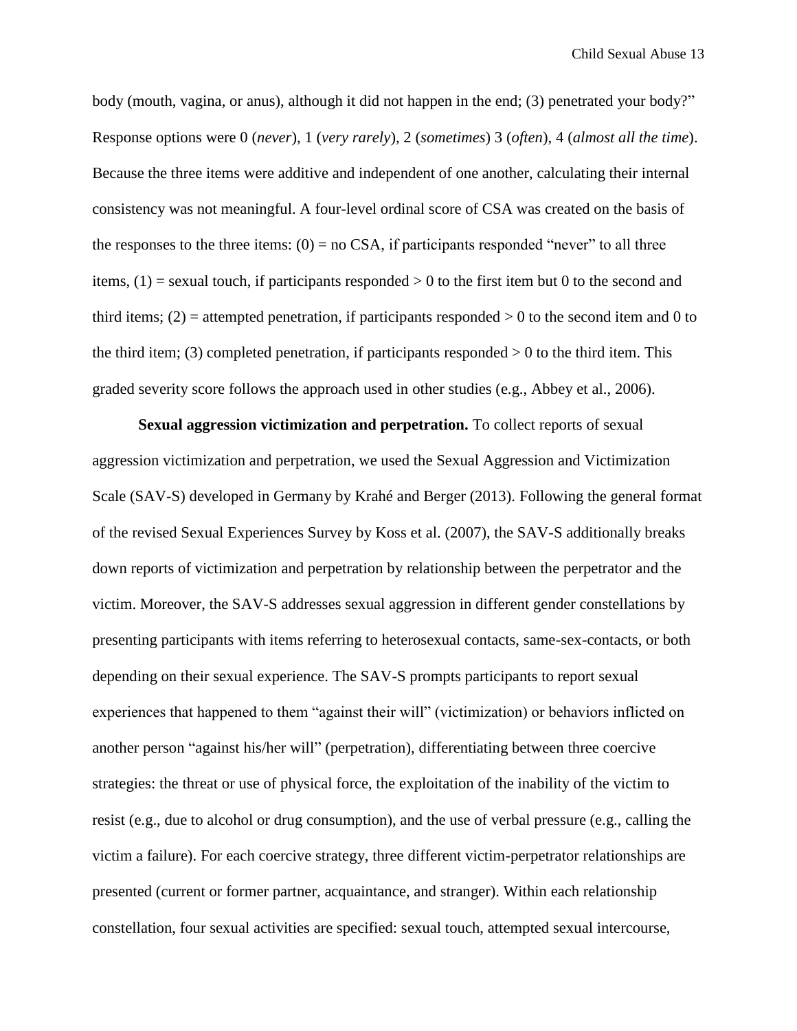body (mouth, vagina, or anus), although it did not happen in the end; (3) penetrated your body?" Response options were 0 (*never*), 1 (*very rarely*), 2 (*sometimes*) 3 (*often*), 4 (*almost all the time*). Because the three items were additive and independent of one another, calculating their internal consistency was not meaningful. A four-level ordinal score of CSA was created on the basis of the responses to the three items: (0) = no CSA, if participants responded "never" to all three items, (1) = sexual touch, if participants responded > 0 to the first item but 0 to the second and third items; (2) = attempted penetration, if participants responded > 0 to the second item and 0 to the third item; (3) completed penetration, if participants responded > 0 to the third item. This graded severity score follows the approach used in other studies (e.g., Abbey et al., 2006).

**Sexual aggression victimization and perpetration.** To collect reports of sexual aggression victimization and perpetration, we used the Sexual Aggression and Victimization Scale (SAV-S) developed in Germany by Krahé and Berger (2013). Following the general format of the revised Sexual Experiences Survey by Koss et al. (2007), the SAV-S additionally breaks down reports of victimization and perpetration by relationship between the perpetrator and the victim. Moreover, the SAV-S addresses sexual aggression in different gender constellations by presenting participants with items referring to heterosexual contacts, same-sex-contacts, or both depending on their sexual experience. The SAV-S prompts participants to report sexual experiences that happened to them "against their will" (victimization) or behaviors inflicted on another person "against his/her will" (perpetration), differentiating between three coercive strategies: the threat or use of physical force, the exploitation of the inability of the victim to resist (e.g., due to alcohol or drug consumption), and the use of verbal pressure (e.g., calling the victim a failure). For each coercive strategy, three different victim-perpetrator relationships are presented (current or former partner, acquaintance, and stranger). Within each relationship constellation, four sexual activities are specified: sexual touch, attempted sexual intercourse,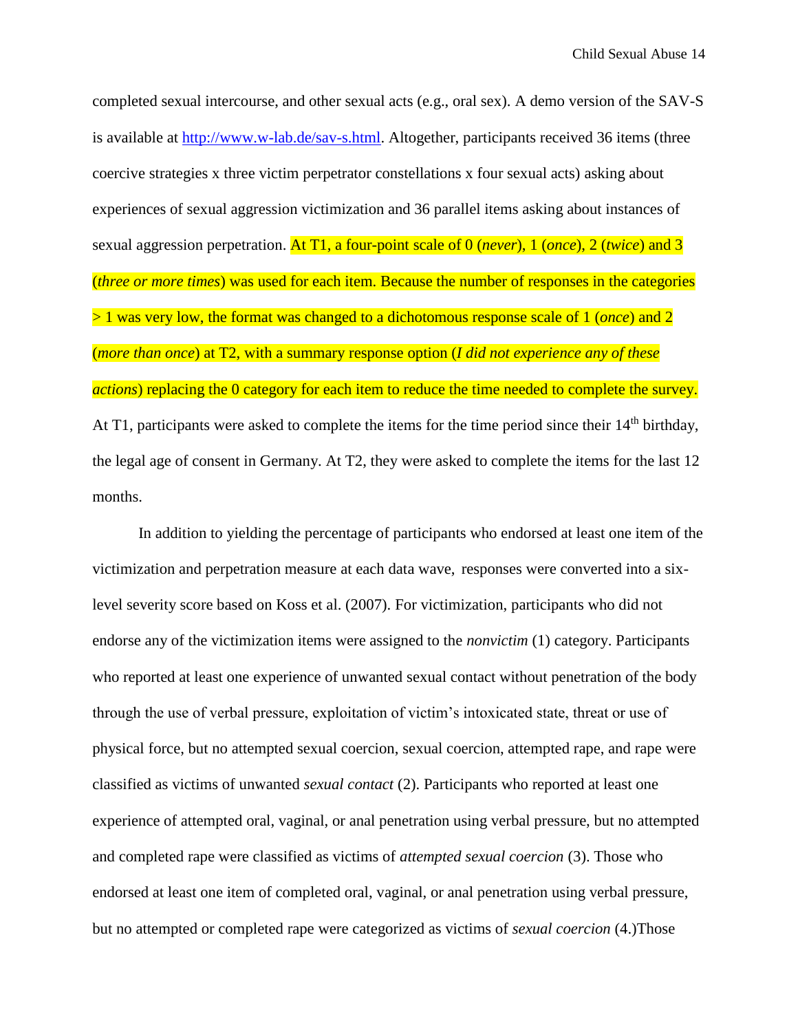completed sexual intercourse, and other sexual acts (e.g., oral sex). A demo version of the SAV-S is available at http://www.w-lab.de/sav-s.html. Altogether, participants received 36 items (three coercive strategies x three victim perpetrator constellations x four sexual acts) asking about experiences of sexual aggression victimization and 36 parallel items asking about instances of sexual aggression perpetration. At T1, a four-point scale of 0 (*never*), 1 (*once*), 2 (*twice*) and 3 (*three or more times*) was used for each item. Because the number of responses in the categories > 1 was very low, the format was changed to a dichotomous response scale of 1 (*once*) and 2 (*more than once*) at T2, with a summary response option (*I did not experience any of these actions*) replacing the 0 category for each item to reduce the time needed to complete the survey. At T1, participants were asked to complete the items for the time period since their 14th birthday, the legal age of consent in Germany. At T2, they were asked to complete the items for the last 12 months.

In addition to yielding the percentage of participants who endorsed at least one item of the victimization and perpetration measure at each data wave, responses were converted into a six-level severity score based on Koss et al. (2007). For victimization, participants who did not endorse any of the victimization items were assigned to the *nonvictim* (1) category. Participants who reported at least one experience of unwanted sexual contact without penetration of the body through the use of verbal pressure, exploitation of victim's intoxicated state, threat or use of physical force, but no attempted sexual coercion, sexual coercion, attempted rape, and rape were classified as victims of unwanted *sexual contact* (2). Participants who reported at least one experience of attempted oral, vaginal, or anal penetration using verbal pressure, but no attempted and completed rape were classified as victims of *attempted sexual coercion* (3). Those who endorsed at least one item of completed oral, vaginal, or anal penetration using verbal pressure, but no attempted or completed rape were categorized as victims of *sexual coercion* (4.)Those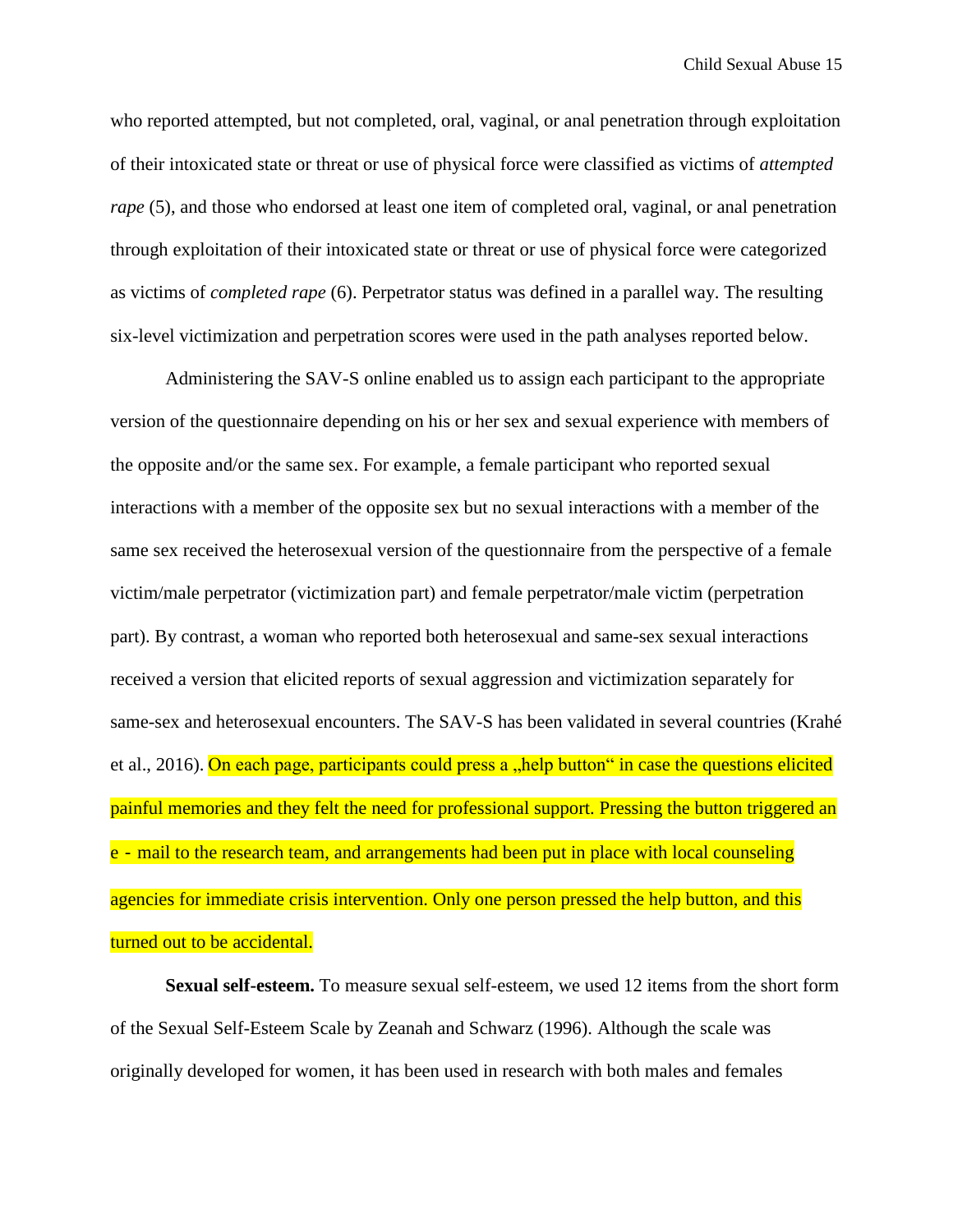who reported attempted, but not completed, oral, vaginal, or anal penetration through exploitation of their intoxicated state or threat or use of physical force were classified as victims of *attempted rape* (5), and those who endorsed at least one item of completed oral, vaginal, or anal penetration through exploitation of their intoxicated state or threat or use of physical force were categorized as victims of *completed rape* (6). Perpetrator status was defined in a parallel way. The resulting six-level victimization and perpetration scores were used in the path analyses reported below.

Administering the SAV-S online enabled us to assign each participant to the appropriate version of the questionnaire depending on his or her sex and sexual experience with members of the opposite and/or the same sex. For example, a female participant who reported sexual interactions with a member of the opposite sex but no sexual interactions with a member of the same sex received the heterosexual version of the questionnaire from the perspective of a female victim/male perpetrator (victimization part) and female perpetrator/male victim (perpetration part). By contrast, a woman who reported both heterosexual and same-sex sexual interactions received a version that elicited reports of sexual aggression and victimization separately for same-sex and heterosexual encounters. The SAV-S has been validated in several countries (Krahé et al., 2016). On each page, participants could press a „help button“ in case the questions elicited painful memories and they felt the need for professional support. Pressing the button triggered an e - mail to the research team, and arrangements had been put in place with local counseling agencies for immediate crisis intervention. Only one person pressed the help button, and this turned out to be accidental.

**Sexual self-esteem.** To measure sexual self-esteem, we used 12 items from the short form of the Sexual Self-Esteem Scale by Zeanah and Schwarz (1996). Although the scale was originally developed for women, it has been used in research with both males and females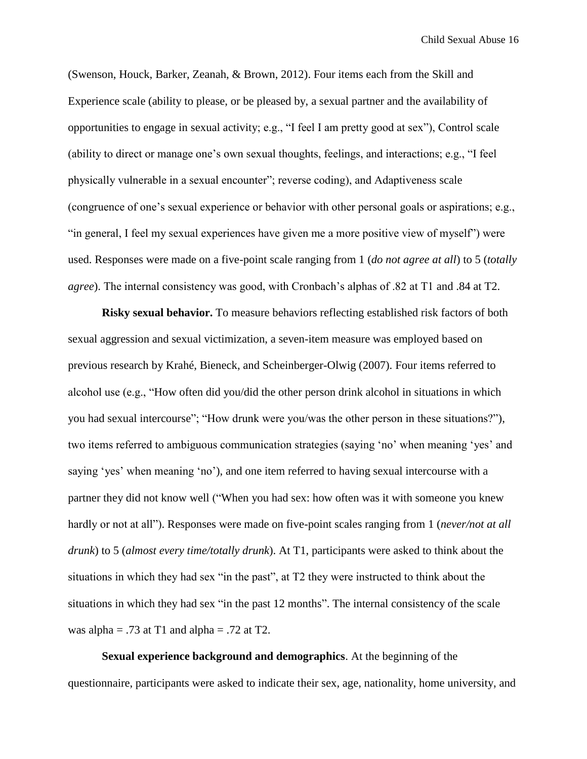(Swenson, Houck, Barker, Zeanah, & Brown, 2012). Four items each from the Skill and Experience scale (ability to please, or be pleased by, a sexual partner and the availability of opportunities to engage in sexual activity; e.g., "I feel I am pretty good at sex"), Control scale (ability to direct or manage one's own sexual thoughts, feelings, and interactions; e.g., "I feel physically vulnerable in a sexual encounter"; reverse coding), and Adaptiveness scale (congruence of one's sexual experience or behavior with other personal goals or aspirations; e.g., "in general, I feel my sexual experiences have given me a more positive view of myself") were used. Responses were made on a five-point scale ranging from 1 (*do not agree at all*) to 5 (*totally agree*). The internal consistency was good, with Cronbach's alphas of .82 at T1 and .84 at T2.

**Risky sexual behavior.** To measure behaviors reflecting established risk factors of both sexual aggression and sexual victimization, a seven-item measure was employed based on previous research by Krahé, Bieneck, and Scheinberger-Olwig (2007). Four items referred to alcohol use (e.g., "How often did you/did the other person drink alcohol in situations in which you had sexual intercourse"; "How drunk were you/was the other person in these situations?"), two items referred to ambiguous communication strategies (saying 'no' when meaning 'yes' and saying 'yes' when meaning 'no'), and one item referred to having sexual intercourse with a partner they did not know well ("When you had sex: how often was it with someone you knew hardly or not at all"). Responses were made on five-point scales ranging from 1 (*never/not at all drunk*) to 5 (*almost every time/totally drunk*). At T1, participants were asked to think about the situations in which they had sex "in the past", at T2 they were instructed to think about the situations in which they had sex "in the past 12 months". The internal consistency of the scale was alpha = .73 at T1 and alpha = .72 at T2.

**Sexual experience background and demographics**. At the beginning of the questionnaire, participants were asked to indicate their sex, age, nationality, home university, and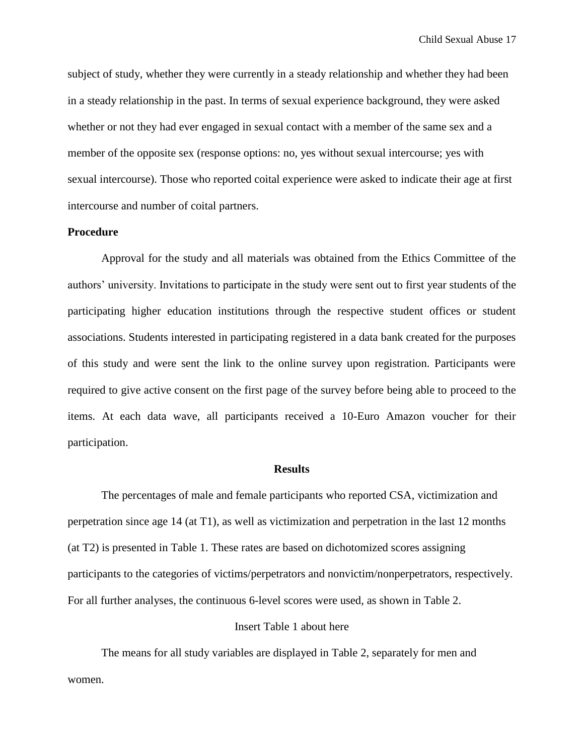subject of study, whether they were currently in a steady relationship and whether they had been in a steady relationship in the past. In terms of sexual experience background, they were asked whether or not they had ever engaged in sexual contact with a member of the same sex and a member of the opposite sex (response options: no, yes without sexual intercourse; yes with sexual intercourse). Those who reported coital experience were asked to indicate their age at first intercourse and number of coital partners.

## Procedure

Approval for the study and all materials was obtained from the Ethics Committee of the authors' university. Invitations to participate in the study were sent out to first year students of the participating higher education institutions through the respective student offices or student associations. Students interested in participating registered in a data bank created for the purposes of this study and were sent the link to the online survey upon registration. Participants were required to give active consent on the first page of the survey before being able to proceed to the items. At each data wave, all participants received a 10-Euro Amazon voucher for their participation.

# Results

The percentages of male and female participants who reported CSA, victimization and perpetration since age 14 (at T1), as well as victimization and perpetration in the last 12 months (at T2) is presented in Table 1. These rates are based on dichotomized scores assigning participants to the categories of victims/perpetrators and nonvictim/nonperpetrators, respectively. For all further analyses, the continuous 6-level scores were used, as shown in Table 2.

Insert Table 1 about here

The means for all study variables are displayed in Table 2, separately for men and women.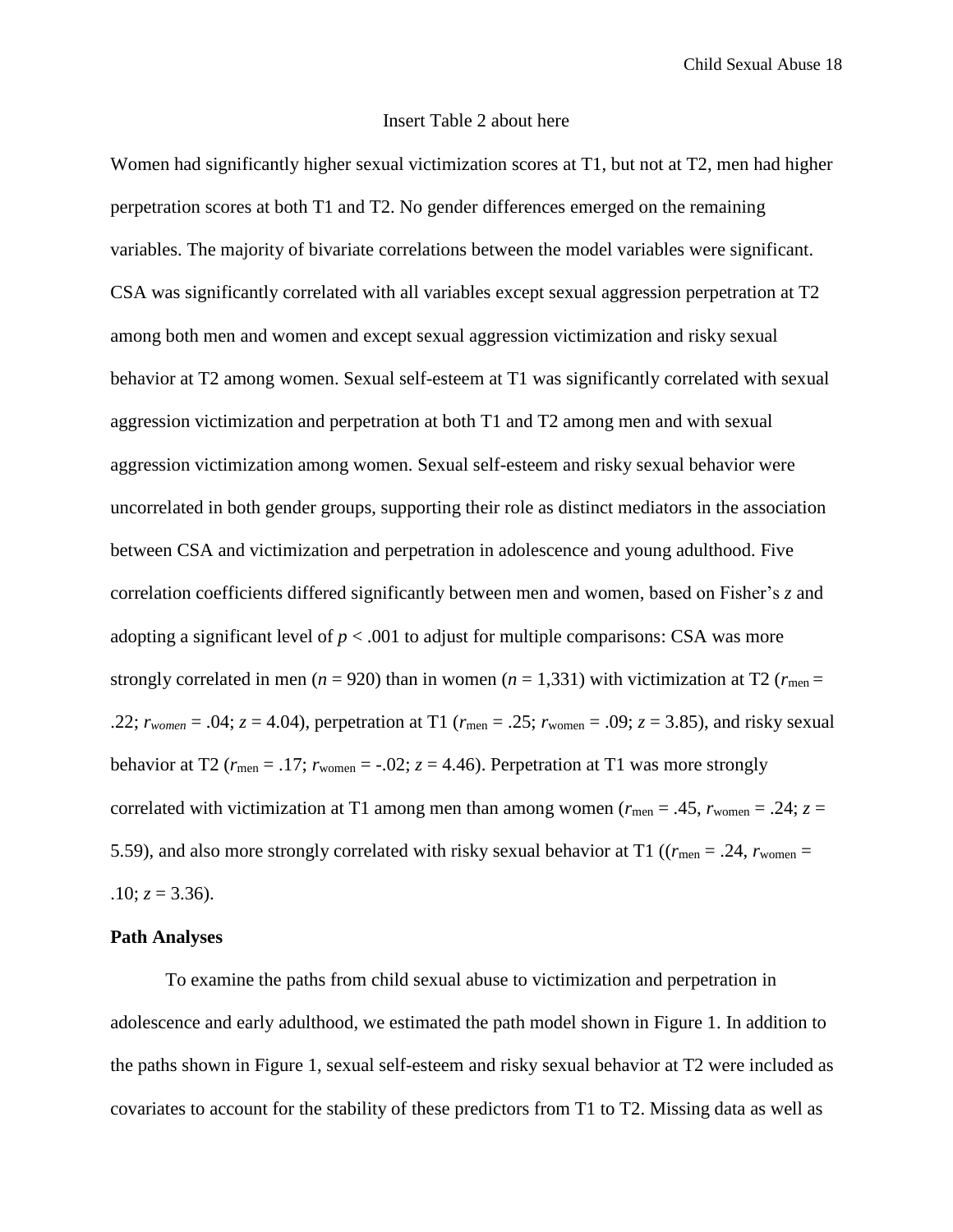Insert Table 2 about here

Women had significantly higher sexual victimization scores at T1, but not at T2, men had higher perpetration scores at both T1 and T2. No gender differences emerged on the remaining variables. The majority of bivariate correlations between the model variables were significant. CSA was significantly correlated with all variables except sexual aggression perpetration at T2 among both men and women and except sexual aggression victimization and risky sexual behavior at T2 among women. Sexual self-esteem at T1 was significantly correlated with sexual aggression victimization and perpetration at both T1 and T2 among men and with sexual aggression victimization among women. Sexual self-esteem and risky sexual behavior were uncorrelated in both gender groups, supporting their role as distinct mediators in the association between CSA and victimization and perpetration in adolescence and young adulthood. Five correlation coefficients differed significantly between men and women, based on Fisher's $z$ and adopting a significant level of $p < .001$ to adjust for multiple comparisons: CSA was more strongly correlated in men ($n = 920$) than in women ($n = 1{,}331$) with victimization at T2 ($r_{\text{men}} = .22$; $r_{women} = .04$; $z = 4.04$), perpetration at T1 ($r_{\text{men}} = .25$; $r_{\text{women}} = .09$; $z = 3.85$), and risky sexual behavior at T2 ($r_{\text{men}} = .17$; $r_{\text{women}} = -.02$; $z = 4.46$). Perpetration at T1 was more strongly correlated with victimization at T1 among men than among women ($r_{\text{men}} = .45$, $r_{\text{women}} = .24$; $z = 5.59$), and also more strongly correlated with risky sexual behavior at T1 (($r_{\text{men}} = .24$, $r_{\text{women}} = .10$; $z = 3.36$).

**Path Analyses**

To examine the paths from child sexual abuse to victimization and perpetration in adolescence and early adulthood, we estimated the path model shown in Figure 1. In addition to the paths shown in Figure 1, sexual self-esteem and risky sexual behavior at T2 were included as covariates to account for the stability of these predictors from T1 to T2. Missing data as well as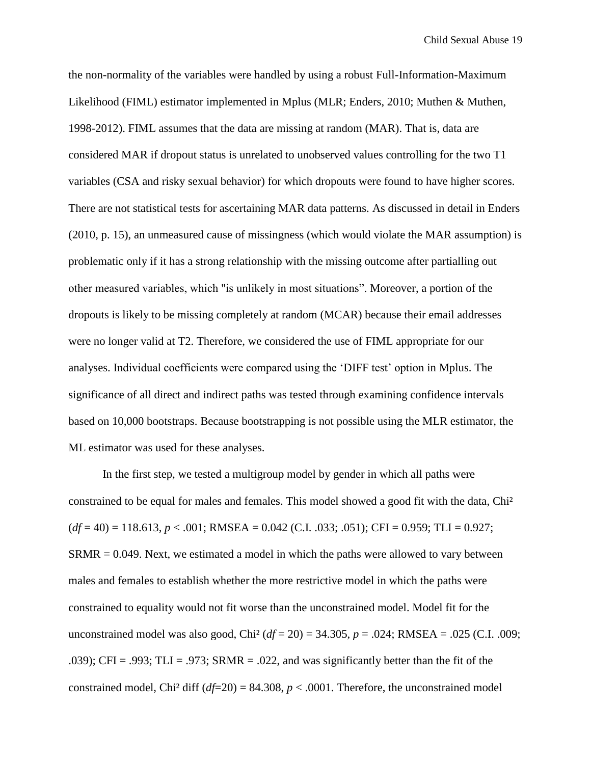the non-normality of the variables were handled by using a robust Full-Information-Maximum Likelihood (FIML) estimator implemented in Mplus (MLR; Enders, 2010; Muthen & Muthen, 1998-2012). FIML assumes that the data are missing at random (MAR). That is, data are considered MAR if dropout status is unrelated to unobserved values controlling for the two T1 variables (CSA and risky sexual behavior) for which dropouts were found to have higher scores. There are not statistical tests for ascertaining MAR data patterns. As discussed in detail in Enders (2010, p. 15), an unmeasured cause of missingness (which would violate the MAR assumption) is problematic only if it has a strong relationship with the missing outcome after partialling out other measured variables, which "is unlikely in most situations". Moreover, a portion of the dropouts is likely to be missing completely at random (MCAR) because their email addresses were no longer valid at T2. Therefore, we considered the use of FIML appropriate for our analyses. Individual coefficients were compared using the 'DIFF test' option in Mplus. The significance of all direct and indirect paths was tested through examining confidence intervals based on 10,000 bootstraps. Because bootstrapping is not possible using the MLR estimator, the ML estimator was used for these analyses.

In the first step, we tested a multigroup model by gender in which all paths were constrained to be equal for males and females. This model showed a good fit with the data, Chi² ($df = 40$) = 118.613, $p < .001$; RMSEA = 0.042 (C.I. .033; .051); CFI = 0.959; TLI = 0.927; SRMR = 0.049. Next, we estimated a model in which the paths were allowed to vary between males and females to establish whether the more restrictive model in which the paths were constrained to equality would not fit worse than the unconstrained model. Model fit for the unconstrained model was also good, Chi² ($df = 20$) = 34.305, $p = .024$; RMSEA = .025 (C.I. .009; .039); CFI = .993; TLI = .973; SRMR = .022, and was significantly better than the fit of the constrained model, Chi² diff ($df$=20) = 84.308, $p < .0001$. Therefore, the unconstrained model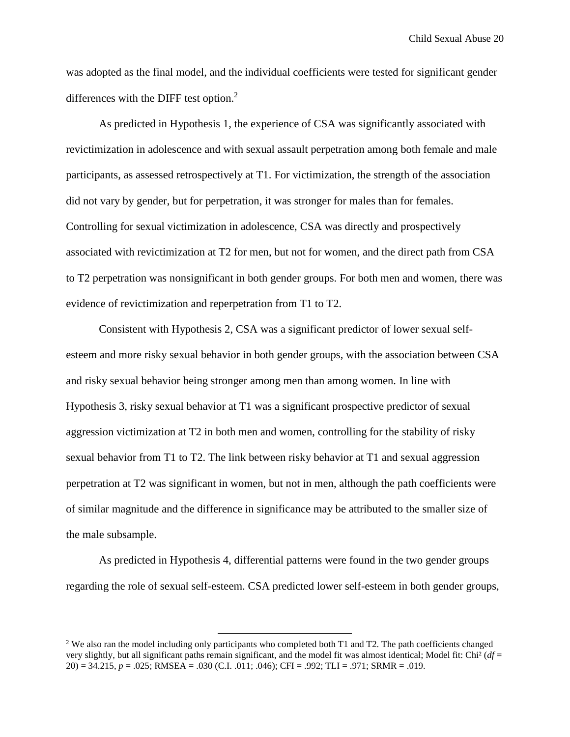was adopted as the final model, and the individual coefficients were tested for significant gender differences with the DIFF test option.[2]

As predicted in Hypothesis 1, the experience of CSA was significantly associated with revictimization in adolescence and with sexual assault perpetration among both female and male participants, as assessed retrospectively at T1. For victimization, the strength of the association did not vary by gender, but for perpetration, it was stronger for males than for females. Controlling for sexual victimization in adolescence, CSA was directly and prospectively associated with revictimization at T2 for men, but not for women, and the direct path from CSA to T2 perpetration was nonsignificant in both gender groups. For both men and women, there was evidence of revictimization and reperpetration from T1 to T2.

Consistent with Hypothesis 2, CSA was a significant predictor of lower sexual self-esteem and more risky sexual behavior in both gender groups, with the association between CSA and risky sexual behavior being stronger among men than among women. In line with Hypothesis 3, risky sexual behavior at T1 was a significant prospective predictor of sexual aggression victimization at T2 in both men and women, controlling for the stability of risky sexual behavior from T1 to T2. The link between risky behavior at T1 and sexual aggression perpetration at T2 was significant in women, but not in men, although the path coefficients were of similar magnitude and the difference in significance may be attributed to the smaller size of the male subsample.

As predicted in Hypothesis 4, differential patterns were found in the two gender groups regarding the role of sexual self-esteem. CSA predicted lower self-esteem in both gender groups,

---

[2] We also ran the model including only participants who completed both T1 and T2. The path coefficients changed very slightly, but all significant paths remain significant, and the model fit was almost identical; Model fit: $Chi^2$ (*df* = 20) = 34.215, $p = .025$; RMSEA = .030 (C.I. .011; .046); CFI = .992; TLI = .971; SRMR = .019.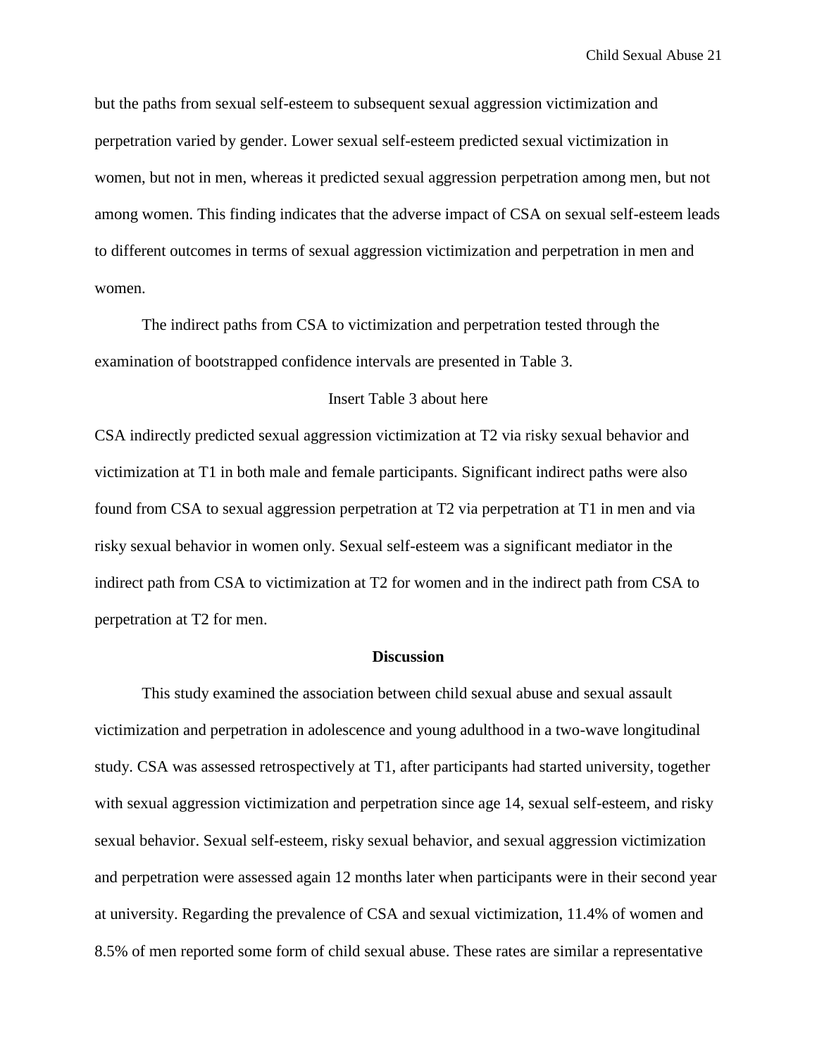but the paths from sexual self-esteem to subsequent sexual aggression victimization and perpetration varied by gender. Lower sexual self-esteem predicted sexual victimization in women, but not in men, whereas it predicted sexual aggression perpetration among men, but not among women. This finding indicates that the adverse impact of CSA on sexual self-esteem leads to different outcomes in terms of sexual aggression victimization and perpetration in men and women.

The indirect paths from CSA to victimization and perpetration tested through the examination of bootstrapped confidence intervals are presented in Table 3.

Insert Table 3 about here

CSA indirectly predicted sexual aggression victimization at T2 via risky sexual behavior and victimization at T1 in both male and female participants. Significant indirect paths were also found from CSA to sexual aggression perpetration at T2 via perpetration at T1 in men and via risky sexual behavior in women only. Sexual self-esteem was a significant mediator in the indirect path from CSA to victimization at T2 for women and in the indirect path from CSA to perpetration at T2 for men.

## Discussion

This study examined the association between child sexual abuse and sexual assault victimization and perpetration in adolescence and young adulthood in a two-wave longitudinal study. CSA was assessed retrospectively at T1, after participants had started university, together with sexual aggression victimization and perpetration since age 14, sexual self-esteem, and risky sexual behavior. Sexual self-esteem, risky sexual behavior, and sexual aggression victimization and perpetration were assessed again 12 months later when participants were in their second year at university. Regarding the prevalence of CSA and sexual victimization, 11.4% of women and 8.5% of men reported some form of child sexual abuse. These rates are similar a representative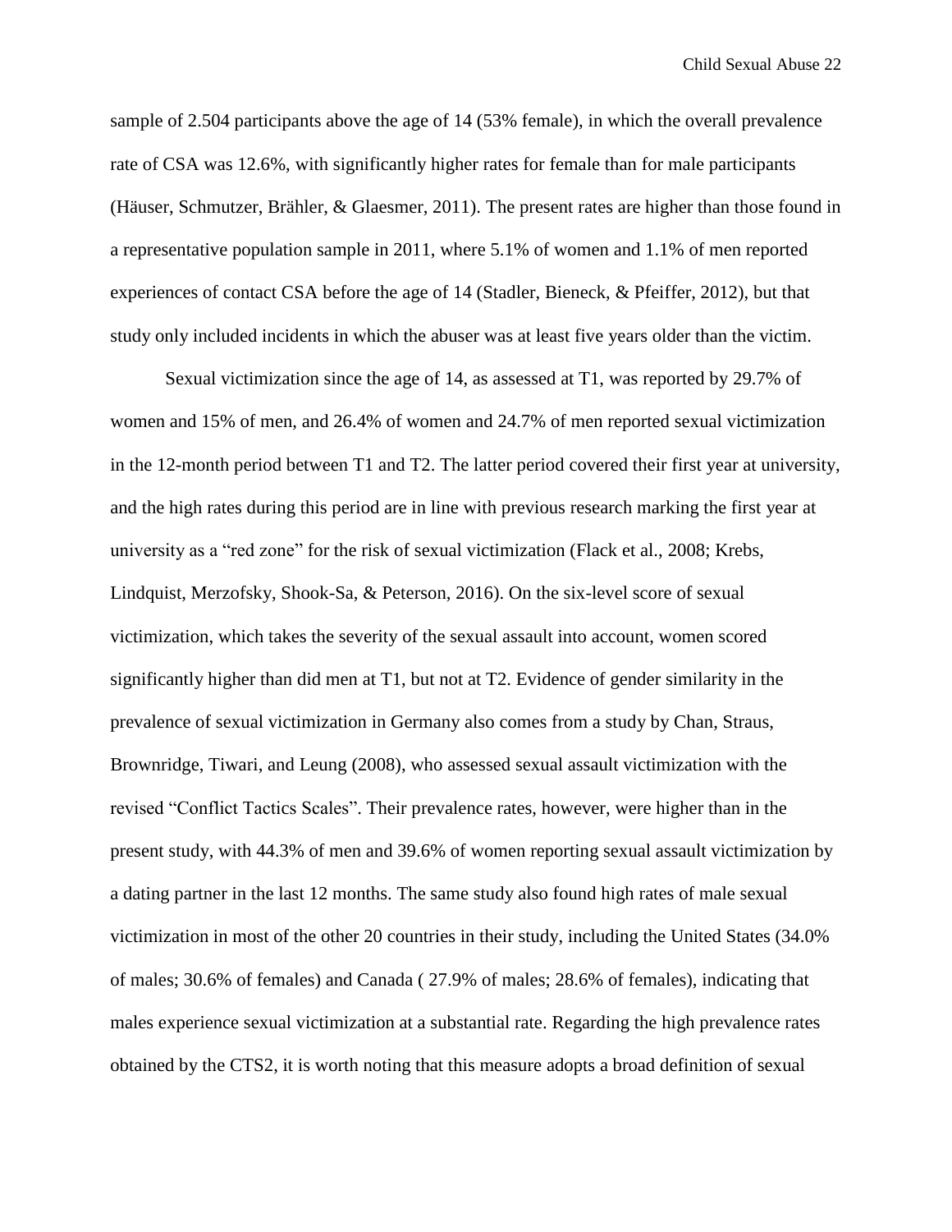sample of 2.504 participants above the age of 14 (53% female), in which the overall prevalence rate of CSA was 12.6%, with significantly higher rates for female than for male participants (Häuser, Schmutzer, Brähler, & Glaesmer, 2011). The present rates are higher than those found in a representative population sample in 2011, where 5.1% of women and 1.1% of men reported experiences of contact CSA before the age of 14 (Stadler, Bieneck, & Pfeiffer, 2012), but that study only included incidents in which the abuser was at least five years older than the victim.

Sexual victimization since the age of 14, as assessed at T1, was reported by 29.7% of women and 15% of men, and 26.4% of women and 24.7% of men reported sexual victimization in the 12-month period between T1 and T2. The latter period covered their first year at university, and the high rates during this period are in line with previous research marking the first year at university as a "red zone" for the risk of sexual victimization (Flack et al., 2008; Krebs, Lindquist, Merzofsky, Shook-Sa, & Peterson, 2016). On the six-level score of sexual victimization, which takes the severity of the sexual assault into account, women scored significantly higher than did men at T1, but not at T2. Evidence of gender similarity in the prevalence of sexual victimization in Germany also comes from a study by Chan, Straus, Brownridge, Tiwari, and Leung (2008), who assessed sexual assault victimization with the revised "Conflict Tactics Scales". Their prevalence rates, however, were higher than in the present study, with 44.3% of men and 39.6% of women reporting sexual assault victimization by a dating partner in the last 12 months. The same study also found high rates of male sexual victimization in most of the other 20 countries in their study, including the United States (34.0% of males; 30.6% of females) and Canada ( 27.9% of males; 28.6% of females), indicating that males experience sexual victimization at a substantial rate. Regarding the high prevalence rates obtained by the CTS2, it is worth noting that this measure adopts a broad definition of sexual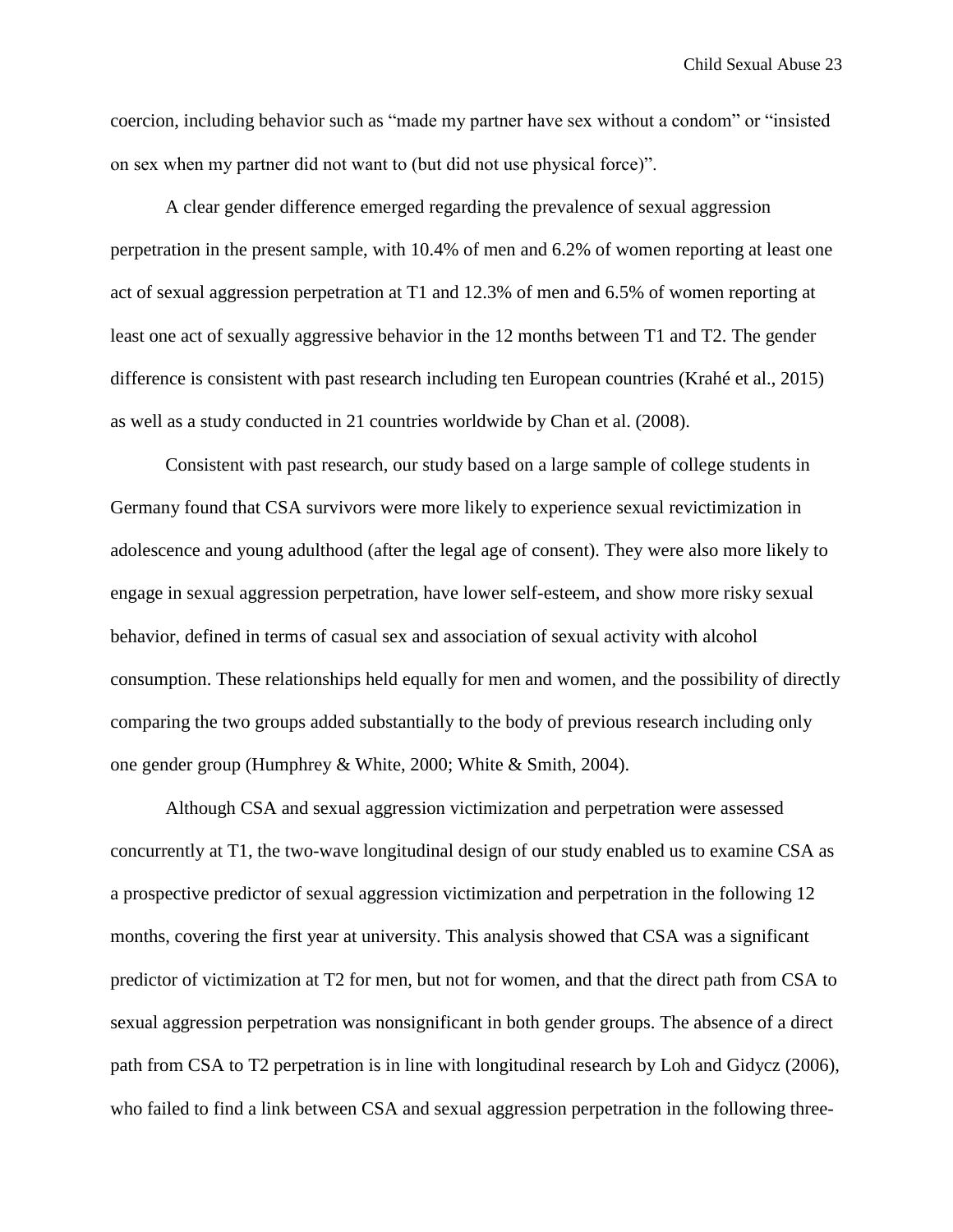coercion, including behavior such as "made my partner have sex without a condom" or "insisted on sex when my partner did not want to (but did not use physical force)".

A clear gender difference emerged regarding the prevalence of sexual aggression perpetration in the present sample, with 10.4% of men and 6.2% of women reporting at least one act of sexual aggression perpetration at T1 and 12.3% of men and 6.5% of women reporting at least one act of sexually aggressive behavior in the 12 months between T1 and T2. The gender difference is consistent with past research including ten European countries (Krahé et al., 2015) as well as a study conducted in 21 countries worldwide by Chan et al. (2008).

Consistent with past research, our study based on a large sample of college students in Germany found that CSA survivors were more likely to experience sexual revictimization in adolescence and young adulthood (after the legal age of consent). They were also more likely to engage in sexual aggression perpetration, have lower self-esteem, and show more risky sexual behavior, defined in terms of casual sex and association of sexual activity with alcohol consumption. These relationships held equally for men and women, and the possibility of directly comparing the two groups added substantially to the body of previous research including only one gender group (Humphrey & White, 2000; White & Smith, 2004).

Although CSA and sexual aggression victimization and perpetration were assessed concurrently at T1, the two-wave longitudinal design of our study enabled us to examine CSA as a prospective predictor of sexual aggression victimization and perpetration in the following 12 months, covering the first year at university. This analysis showed that CSA was a significant predictor of victimization at T2 for men, but not for women, and that the direct path from CSA to sexual aggression perpetration was nonsignificant in both gender groups. The absence of a direct path from CSA to T2 perpetration is in line with longitudinal research by Loh and Gidycz (2006), who failed to find a link between CSA and sexual aggression perpetration in the following three-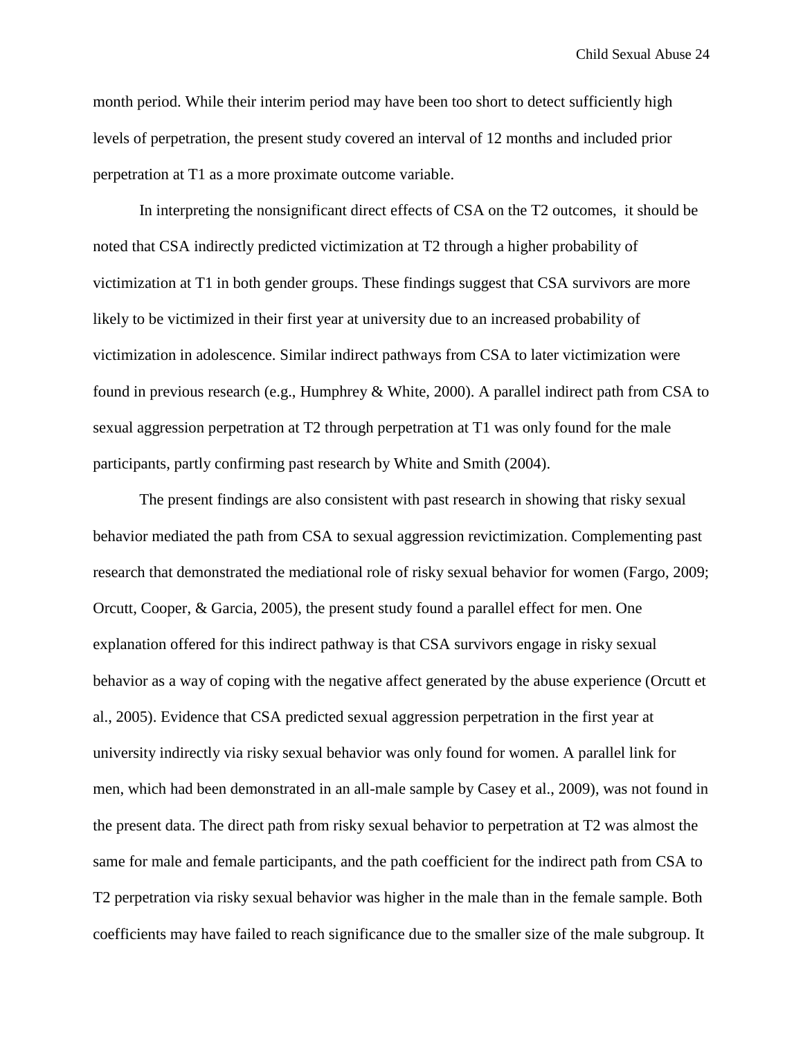month period. While their interim period may have been too short to detect sufficiently high levels of perpetration, the present study covered an interval of 12 months and included prior perpetration at T1 as a more proximate outcome variable.

In interpreting the nonsignificant direct effects of CSA on the T2 outcomes, it should be noted that CSA indirectly predicted victimization at T2 through a higher probability of victimization at T1 in both gender groups. These findings suggest that CSA survivors are more likely to be victimized in their first year at university due to an increased probability of victimization in adolescence. Similar indirect pathways from CSA to later victimization were found in previous research (e.g., Humphrey & White, 2000). A parallel indirect path from CSA to sexual aggression perpetration at T2 through perpetration at T1 was only found for the male participants, partly confirming past research by White and Smith (2004).

The present findings are also consistent with past research in showing that risky sexual behavior mediated the path from CSA to sexual aggression revictimization. Complementing past research that demonstrated the mediational role of risky sexual behavior for women (Fargo, 2009; Orcutt, Cooper, & Garcia, 2005), the present study found a parallel effect for men. One explanation offered for this indirect pathway is that CSA survivors engage in risky sexual behavior as a way of coping with the negative affect generated by the abuse experience (Orcutt et al., 2005). Evidence that CSA predicted sexual aggression perpetration in the first year at university indirectly via risky sexual behavior was only found for women. A parallel link for men, which had been demonstrated in an all-male sample by Casey et al., 2009), was not found in the present data. The direct path from risky sexual behavior to perpetration at T2 was almost the same for male and female participants, and the path coefficient for the indirect path from CSA to T2 perpetration via risky sexual behavior was higher in the male than in the female sample. Both coefficients may have failed to reach significance due to the smaller size of the male subgroup. It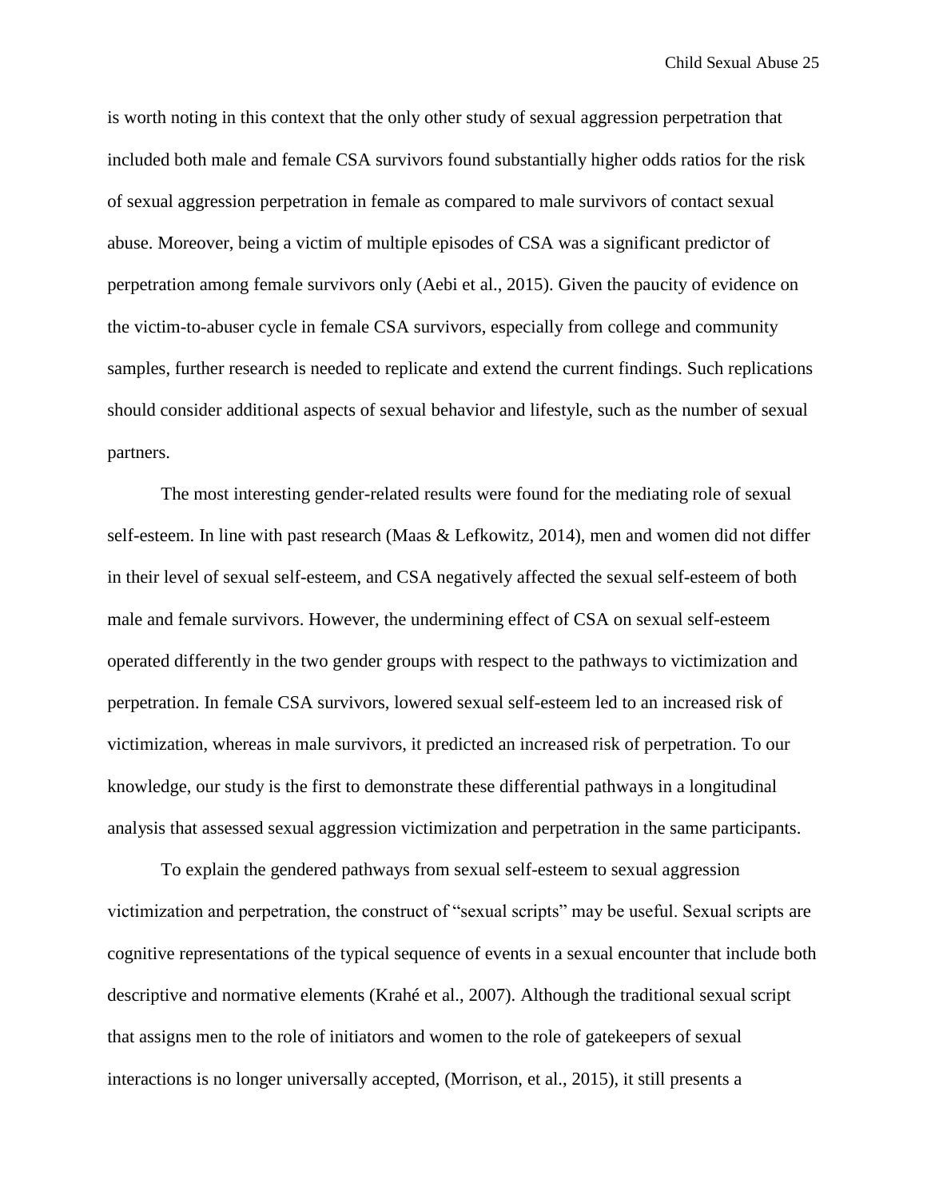is worth noting in this context that the only other study of sexual aggression perpetration that included both male and female CSA survivors found substantially higher odds ratios for the risk of sexual aggression perpetration in female as compared to male survivors of contact sexual abuse. Moreover, being a victim of multiple episodes of CSA was a significant predictor of perpetration among female survivors only (Aebi et al., 2015). Given the paucity of evidence on the victim-to-abuser cycle in female CSA survivors, especially from college and community samples, further research is needed to replicate and extend the current findings. Such replications should consider additional aspects of sexual behavior and lifestyle, such as the number of sexual partners.

The most interesting gender-related results were found for the mediating role of sexual self-esteem. In line with past research (Maas & Lefkowitz, 2014), men and women did not differ in their level of sexual self-esteem, and CSA negatively affected the sexual self-esteem of both male and female survivors. However, the undermining effect of CSA on sexual self-esteem operated differently in the two gender groups with respect to the pathways to victimization and perpetration. In female CSA survivors, lowered sexual self-esteem led to an increased risk of victimization, whereas in male survivors, it predicted an increased risk of perpetration. To our knowledge, our study is the first to demonstrate these differential pathways in a longitudinal analysis that assessed sexual aggression victimization and perpetration in the same participants.

To explain the gendered pathways from sexual self-esteem to sexual aggression victimization and perpetration, the construct of "sexual scripts" may be useful. Sexual scripts are cognitive representations of the typical sequence of events in a sexual encounter that include both descriptive and normative elements (Krahé et al., 2007). Although the traditional sexual script that assigns men to the role of initiators and women to the role of gatekeepers of sexual interactions is no longer universally accepted, (Morrison, et al., 2015), it still presents a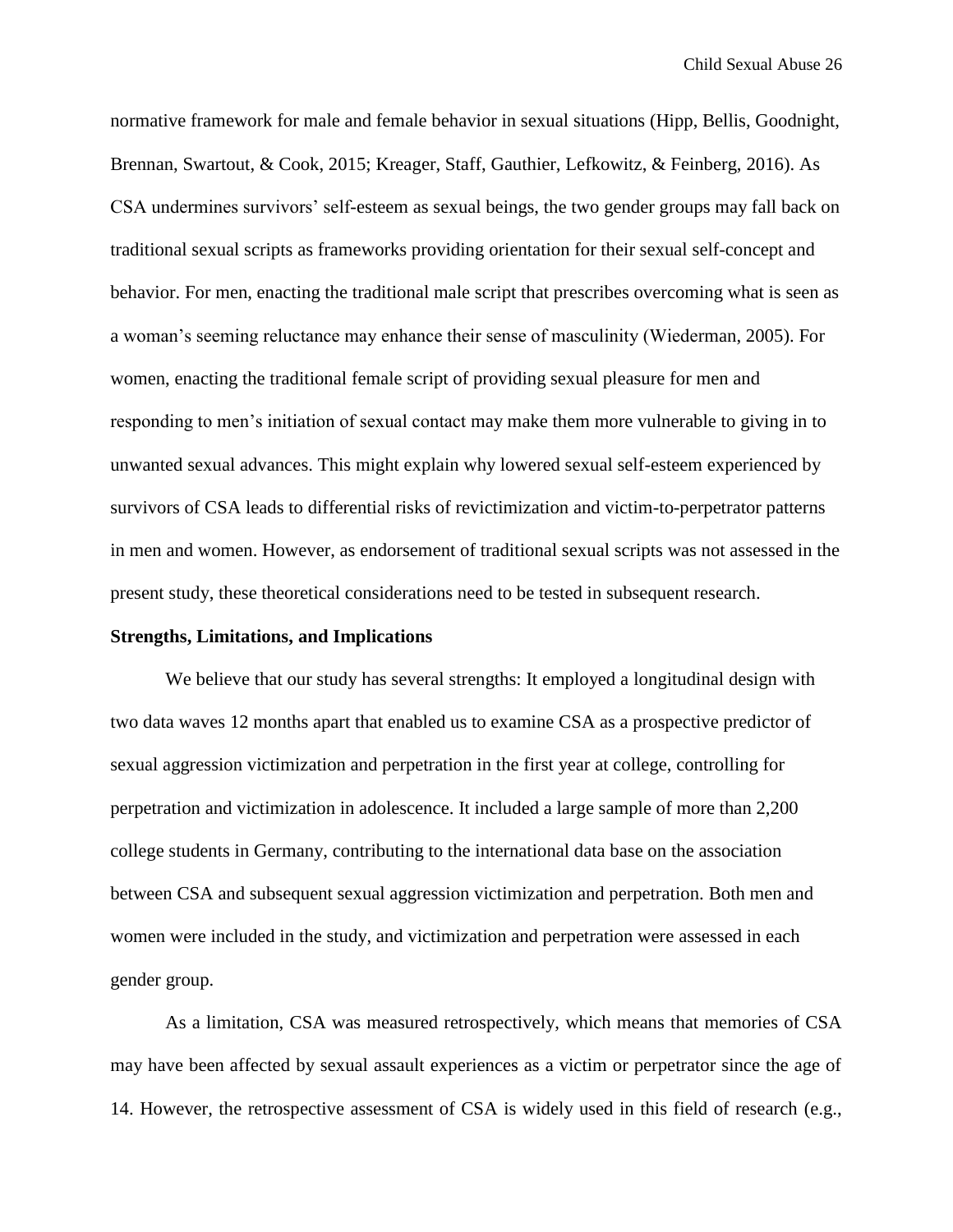normative framework for male and female behavior in sexual situations (Hipp, Bellis, Goodnight, Brennan, Swartout, & Cook, 2015; Kreager, Staff, Gauthier, Lefkowitz, & Feinberg, 2016). As CSA undermines survivors' self-esteem as sexual beings, the two gender groups may fall back on traditional sexual scripts as frameworks providing orientation for their sexual self-concept and behavior. For men, enacting the traditional male script that prescribes overcoming what is seen as a woman's seeming reluctance may enhance their sense of masculinity (Wiederman, 2005). For women, enacting the traditional female script of providing sexual pleasure for men and responding to men's initiation of sexual contact may make them more vulnerable to giving in to unwanted sexual advances. This might explain why lowered sexual self-esteem experienced by survivors of CSA leads to differential risks of revictimization and victim-to-perpetrator patterns in men and women. However, as endorsement of traditional sexual scripts was not assessed in the present study, these theoretical considerations need to be tested in subsequent research.

**Strengths, Limitations, and Implications**

We believe that our study has several strengths: It employed a longitudinal design with two data waves 12 months apart that enabled us to examine CSA as a prospective predictor of sexual aggression victimization and perpetration in the first year at college, controlling for perpetration and victimization in adolescence. It included a large sample of more than 2,200 college students in Germany, contributing to the international data base on the association between CSA and subsequent sexual aggression victimization and perpetration. Both men and women were included in the study, and victimization and perpetration were assessed in each gender group.

As a limitation, CSA was measured retrospectively, which means that memories of CSA may have been affected by sexual assault experiences as a victim or perpetrator since the age of 14. However, the retrospective assessment of CSA is widely used in this field of research (e.g.,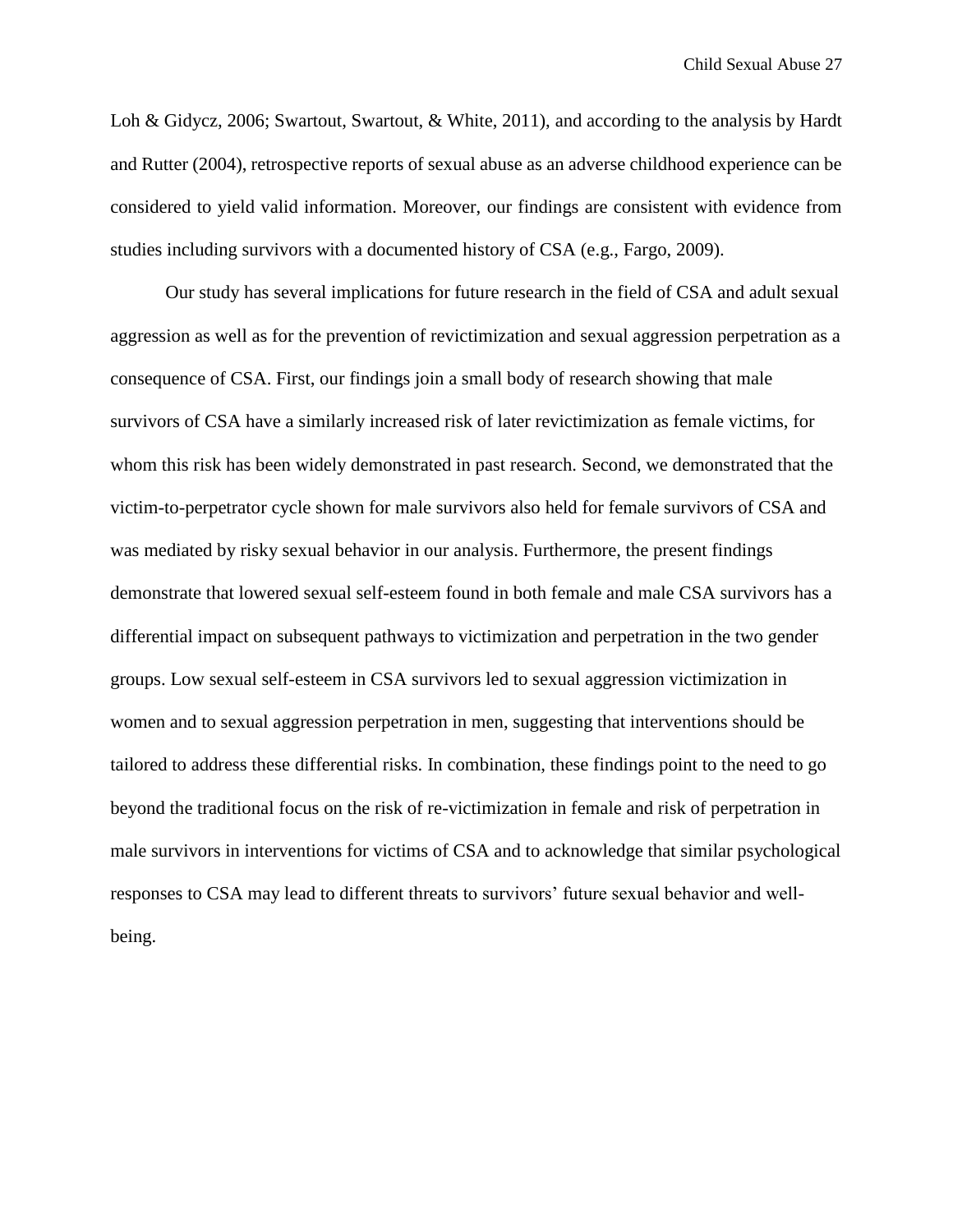Loh & Gidycz, 2006; Swartout, Swartout, & White, 2011), and according to the analysis by Hardt and Rutter (2004), retrospective reports of sexual abuse as an adverse childhood experience can be considered to yield valid information. Moreover, our findings are consistent with evidence from studies including survivors with a documented history of CSA (e.g., Fargo, 2009).

Our study has several implications for future research in the field of CSA and adult sexual aggression as well as for the prevention of revictimization and sexual aggression perpetration as a consequence of CSA. First, our findings join a small body of research showing that male survivors of CSA have a similarly increased risk of later revictimization as female victims, for whom this risk has been widely demonstrated in past research. Second, we demonstrated that the victim-to-perpetrator cycle shown for male survivors also held for female survivors of CSA and was mediated by risky sexual behavior in our analysis. Furthermore, the present findings demonstrate that lowered sexual self-esteem found in both female and male CSA survivors has a differential impact on subsequent pathways to victimization and perpetration in the two gender groups. Low sexual self-esteem in CSA survivors led to sexual aggression victimization in women and to sexual aggression perpetration in men, suggesting that interventions should be tailored to address these differential risks. In combination, these findings point to the need to go beyond the traditional focus on the risk of re-victimization in female and risk of perpetration in male survivors in interventions for victims of CSA and to acknowledge that similar psychological responses to CSA may lead to different threats to survivors' future sexual behavior and well-being.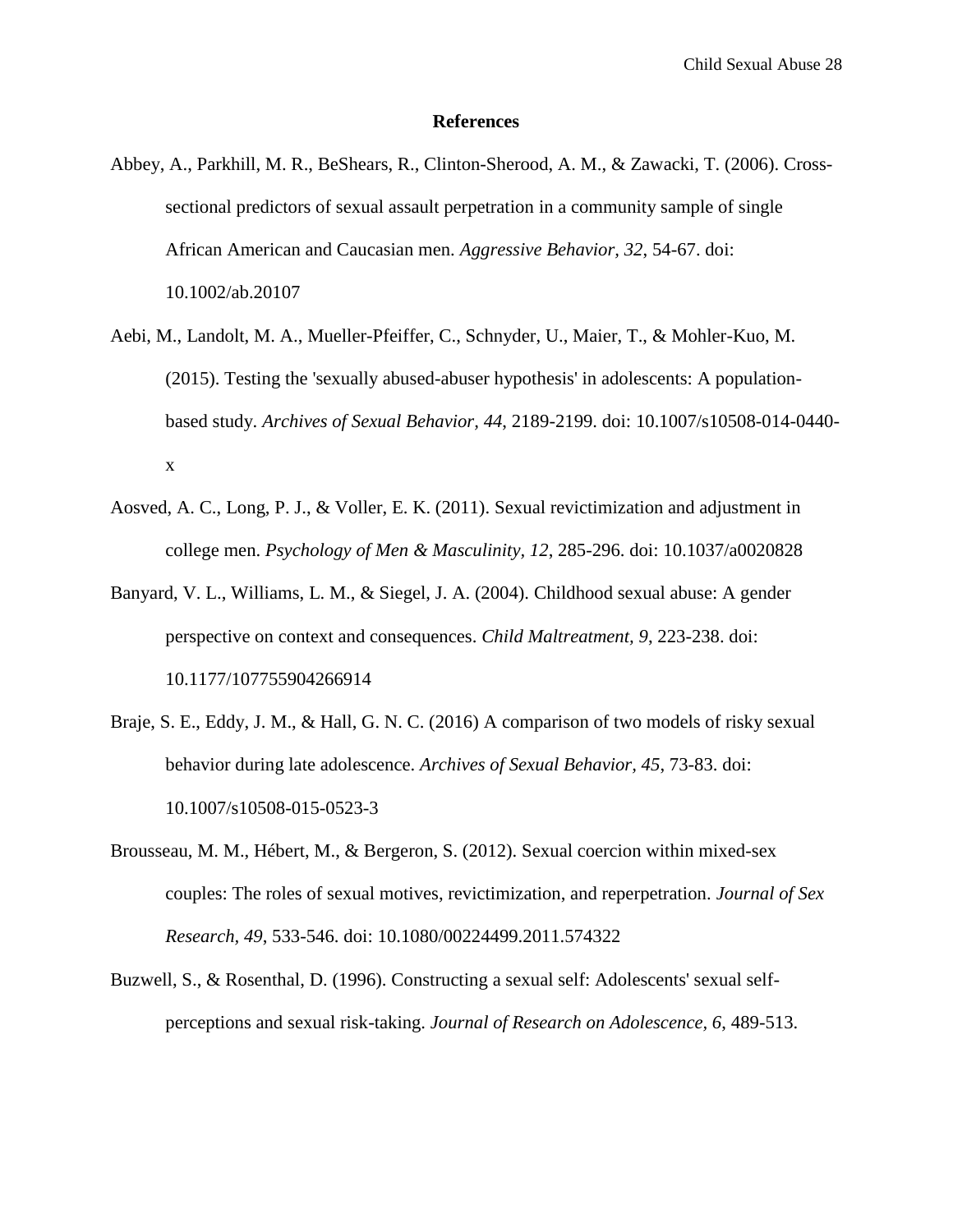# References

Abbey, A., Parkhill, M. R., BeShears, R., Clinton-Sherood, A. M., & Zawacki, T. (2006). Cross-sectional predictors of sexual assault perpetration in a community sample of single African American and Caucasian men. *Aggressive Behavior, 32*, 54-67. doi: 10.1002/ab.20107

Aebi, M., Landolt, M. A., Mueller-Pfeiffer, C., Schnyder, U., Maier, T., & Mohler-Kuo, M. (2015). Testing the 'sexually abused-abuser hypothesis' in adolescents: A population-based study. *Archives of Sexual Behavior, 44*, 2189-2199. doi: 10.1007/s10508-014-0440-x

Aosved, A. C., Long, P. J., & Voller, E. K. (2011). Sexual revictimization and adjustment in college men. *Psychology of Men & Masculinity, 12*, 285-296. doi: 10.1037/a0020828

Banyard, V. L., Williams, L. M., & Siegel, J. A. (2004). Childhood sexual abuse: A gender perspective on context and consequences. *Child Maltreatment, 9*, 223-238. doi: 10.1177/107755904266914

Braje, S. E., Eddy, J. M., & Hall, G. N. C. (2016) A comparison of two models of risky sexual behavior during late adolescence. *Archives of Sexual Behavior, 45*, 73-83. doi: 10.1007/s10508-015-0523-3

Brousseau, M. M., Hébert, M., & Bergeron, S. (2012). Sexual coercion within mixed-sex couples: The roles of sexual motives, revictimization, and reperpetration. *Journal of Sex Research, 49*, 533-546. doi: 10.1080/00224499.2011.574322

Buzwell, S., & Rosenthal, D. (1996). Constructing a sexual self: Adolescents' sexual self-perceptions and sexual risk-taking. *Journal of Research on Adolescence, 6*, 489-513.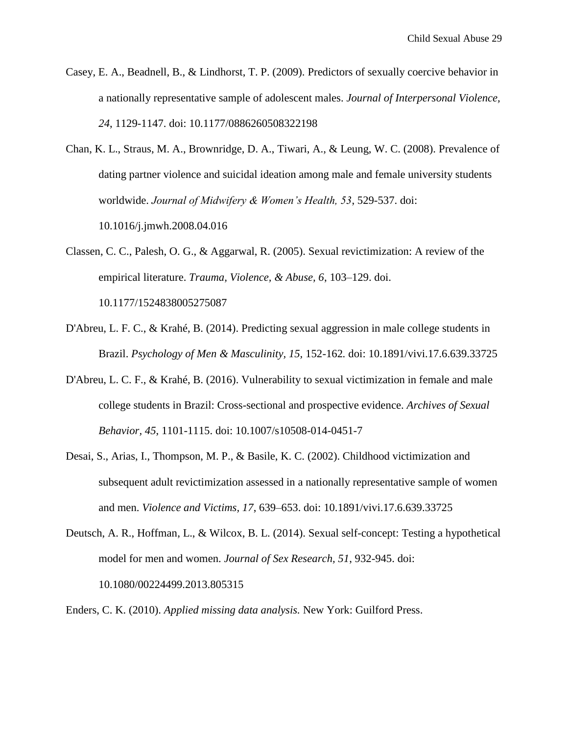Casey, E. A., Beadnell, B., & Lindhorst, T. P. (2009). Predictors of sexually coercive behavior in a nationally representative sample of adolescent males. *Journal of Interpersonal Violence, 24*, 1129-1147. doi: 10.1177/0886260508322198

Chan, K. L., Straus, M. A., Brownridge, D. A., Tiwari, A., & Leung, W. C. (2008). Prevalence of dating partner violence and suicidal ideation among male and female university students worldwide. *Journal of Midwifery & Women's Health, 53*, 529-537. doi: 10.1016/j.jmwh.2008.04.016

Classen, C. C., Palesh, O. G., & Aggarwal, R. (2005). Sexual revictimization: A review of the empirical literature. *Trauma, Violence, & Abuse, 6*, 103–129. doi. 10.1177/1524838005275087

D'Abreu, L. F. C., & Krahé, B. (2014). Predicting sexual aggression in male college students in Brazil. *Psychology of Men & Masculinity, 15*, 152-162. doi: 10.1891/vivi.17.6.639.33725

D'Abreu, L. C. F., & Krahé, B. (2016). Vulnerability to sexual victimization in female and male college students in Brazil: Cross-sectional and prospective evidence. *Archives of Sexual Behavior, 45*, 1101-1115. doi: 10.1007/s10508-014-0451-7

Desai, S., Arias, I., Thompson, M. P., & Basile, K. C. (2002). Childhood victimization and subsequent adult revictimization assessed in a nationally representative sample of women and men. *Violence and Victims, 17*, 639–653. doi: 10.1891/vivi.17.6.639.33725

Deutsch, A. R., Hoffman, L., & Wilcox, B. L. (2014). Sexual self-concept: Testing a hypothetical model for men and women. *Journal of Sex Research, 51*, 932-945. doi: 10.1080/00224499.2013.805315

Enders, C. K. (2010). *Applied missing data analysis.* New York: Guilford Press.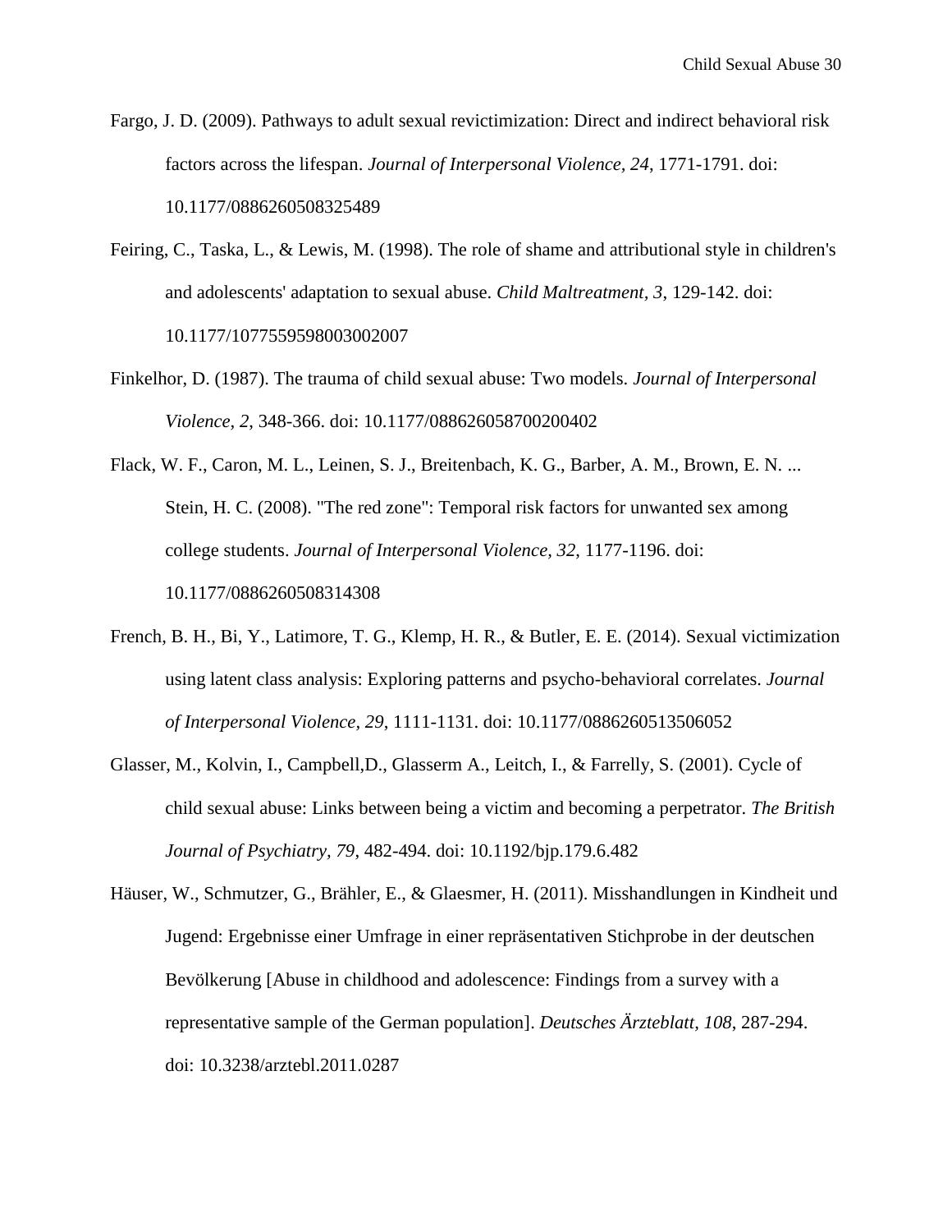Fargo, J. D. (2009). Pathways to adult sexual revictimization: Direct and indirect behavioral risk factors across the lifespan. *Journal of Interpersonal Violence, 24*, 1771-1791. doi: 10.1177/0886260508325489

Feiring, C., Taska, L., & Lewis, M. (1998). The role of shame and attributional style in children's and adolescents' adaptation to sexual abuse. *Child Maltreatment, 3*, 129-142. doi: 10.1177/1077559598003002007

Finkelhor, D. (1987). The trauma of child sexual abuse: Two models. *Journal of Interpersonal Violence, 2*, 348-366. doi: 10.1177/088626058700200402

Flack, W. F., Caron, M. L., Leinen, S. J., Breitenbach, K. G., Barber, A. M., Brown, E. N. ... Stein, H. C. (2008). "The red zone": Temporal risk factors for unwanted sex among college students. *Journal of Interpersonal Violence, 32*, 1177-1196. doi: 10.1177/0886260508314308

French, B. H., Bi, Y., Latimore, T. G., Klemp, H. R., & Butler, E. E. (2014). Sexual victimization using latent class analysis: Exploring patterns and psycho-behavioral correlates. *Journal of Interpersonal Violence, 29*, 1111-1131. doi: 10.1177/0886260513506052

Glasser, M., Kolvin, I., Campbell,D., Glasserm A., Leitch, I., & Farrelly, S. (2001). Cycle of child sexual abuse: Links between being a victim and becoming a perpetrator. *The British Journal of Psychiatry, 79*, 482-494. doi: 10.1192/bjp.179.6.482

Häuser, W., Schmutzer, G., Brähler, E., & Glaesmer, H. (2011). Misshandlungen in Kindheit und Jugend: Ergebnisse einer Umfrage in einer repräsentativen Stichprobe in der deutschen Bevölkerung [Abuse in childhood and adolescence: Findings from a survey with a representative sample of the German population]. *Deutsches Ärzteblatt, 108*, 287-294. doi: 10.3238/arztebl.2011.0287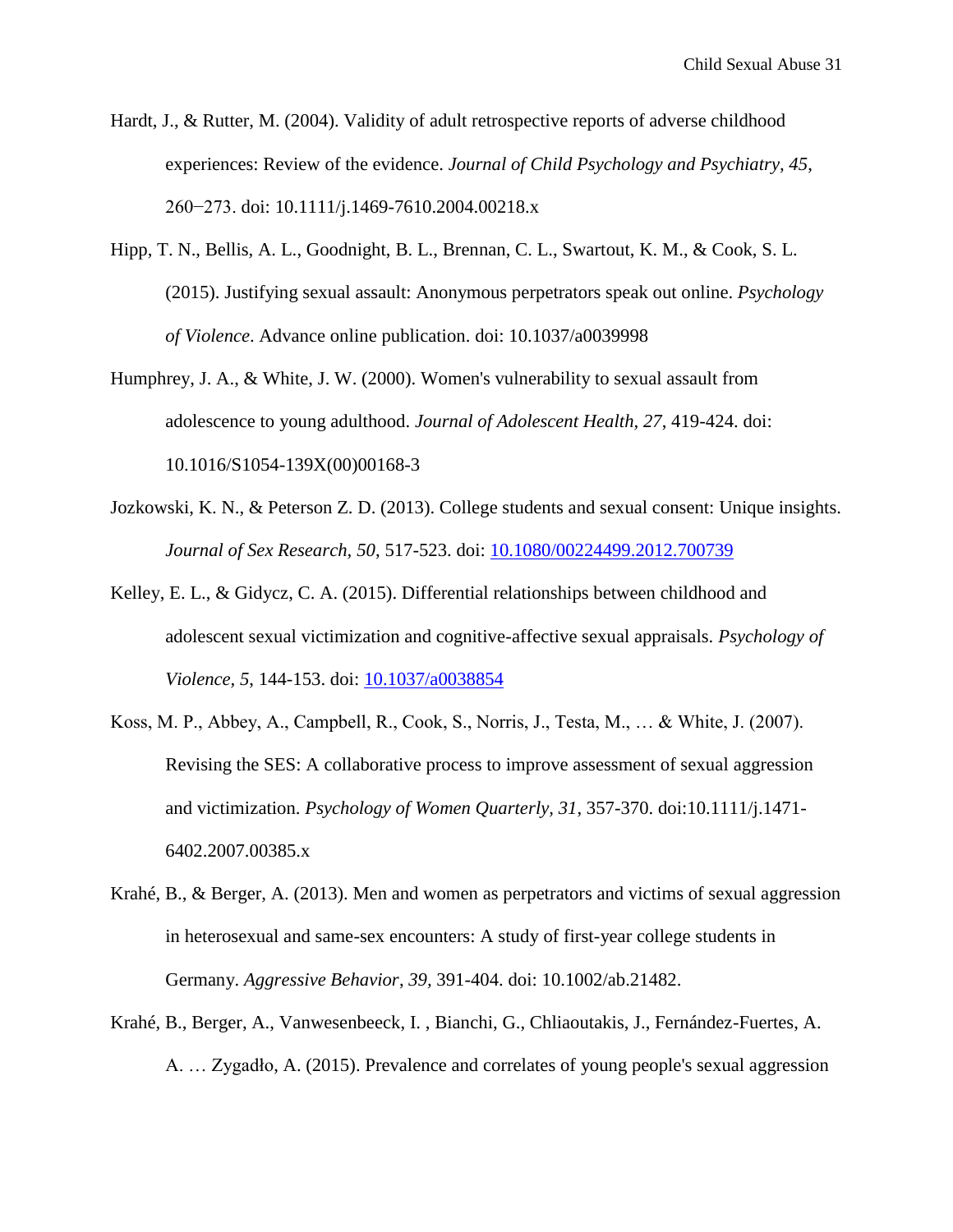Hardt, J., & Rutter, M. (2004). Validity of adult retrospective reports of adverse childhood experiences: Review of the evidence. *Journal of Child Psychology and Psychiatry, 45*, 260‒273. doi: 10.1111/j.1469-7610.2004.00218.x

Hipp, T. N., Bellis, A. L., Goodnight, B. L., Brennan, C. L., Swartout, K. M., & Cook, S. L. (2015). Justifying sexual assault: Anonymous perpetrators speak out online. *Psychology of Violence*. Advance online publication. doi: 10.1037/a0039998

Humphrey, J. A., & White, J. W. (2000). Women's vulnerability to sexual assault from adolescence to young adulthood. *Journal of Adolescent Health, 27*, 419-424. doi: 10.1016/S1054-139X(00)00168-3

Jozkowski, K. N., & Peterson Z. D. (2013). College students and sexual consent: Unique insights. *Journal of Sex Research, 50,* 517-523. doi: 10.1080/00224499.2012.700739

Kelley, E. L., & Gidycz, C. A. (2015). Differential relationships between childhood and adolescent sexual victimization and cognitive-affective sexual appraisals. *Psychology of Violence, 5*, 144-153. doi: 10.1037/a0038854

Koss, M. P., Abbey, A., Campbell, R., Cook, S., Norris, J., Testa, M., … & White, J. (2007). Revising the SES: A collaborative process to improve assessment of sexual aggression and victimization. *Psychology of Women Quarterly, 31*, 357-370. doi:10.1111/j.1471-6402.2007.00385.x

Krahé, B., & Berger, A. (2013). Men and women as perpetrators and victims of sexual aggression in heterosexual and same-sex encounters: A study of first-year college students in Germany. *Aggressive Behavior*, *39,* 391-404. doi: 10.1002/ab.21482.

Krahé, B., Berger, A., Vanwesenbeeck, I. , Bianchi, G., Chliaoutakis, J., Fernández-Fuertes, A. A. … Zygadło, A. (2015). Prevalence and correlates of young people's sexual aggression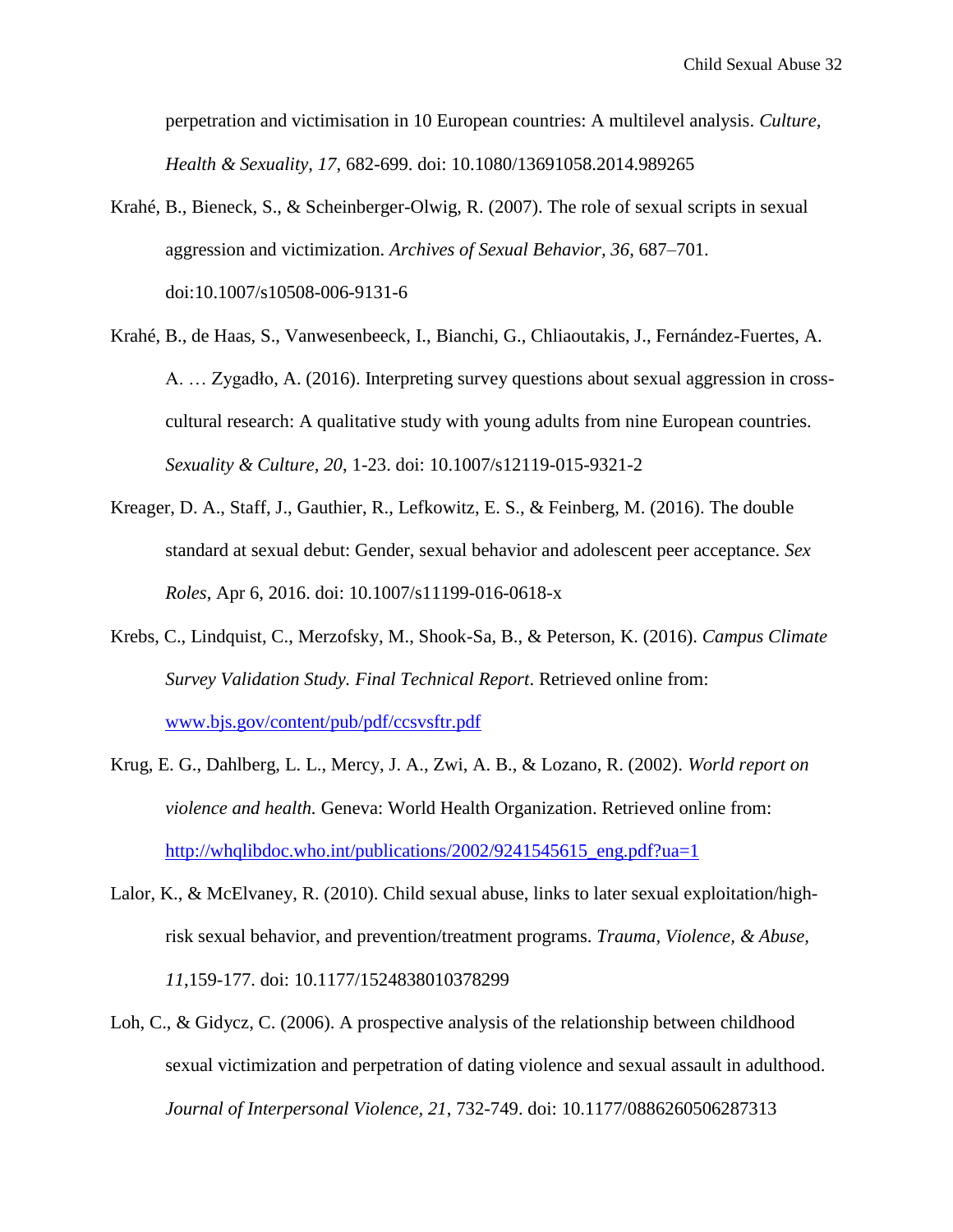perpetration and victimisation in 10 European countries: A multilevel analysis. *Culture, Health & Sexuality, 17,* 682-699. doi: 10.1080/13691058.2014.989265

Krahé, B., Bieneck, S., & Scheinberger-Olwig, R. (2007). The role of sexual scripts in sexual aggression and victimization. *Archives of Sexual Behavior, 36*, 687–701. doi:10.1007/s10508-006-9131-6

Krahé, B., de Haas, S., Vanwesenbeeck, I., Bianchi, G., Chliaoutakis, J., Fernández-Fuertes, A. A. … Zygadło, A. (2016). Interpreting survey questions about sexual aggression in cross-cultural research: A qualitative study with young adults from nine European countries. *Sexuality & Culture, 20*, 1-23. doi: 10.1007/s12119-015-9321-2

Kreager, D. A., Staff, J., Gauthier, R., Lefkowitz, E. S., & Feinberg, M. (2016). The double standard at sexual debut: Gender, sexual behavior and adolescent peer acceptance. *Sex Roles*, Apr 6, 2016. doi: 10.1007/s11199-016-0618-x

Krebs, C., Lindquist, C., Merzofsky, M., Shook-Sa, B., & Peterson, K. (2016). *Campus Climate Survey Validation Study. Final Technical Report*. Retrieved online from: www.bjs.gov/content/pub/pdf/ccsvsftr.pdf

Krug, E. G., Dahlberg, L. L., Mercy, J. A., Zwi, A. B., & Lozano, R. (2002). *World report on violence and health.* Geneva: World Health Organization. Retrieved online from: http://whqlibdoc.who.int/publications/2002/9241545615_eng.pdf?ua=1

Lalor, K., & McElvaney, R. (2010). Child sexual abuse, links to later sexual exploitation/high-risk sexual behavior, and prevention/treatment programs. *Trauma, Violence, & Abuse, 11*,159-177. doi: 10.1177/1524838010378299

Loh, C., & Gidycz, C. (2006). A prospective analysis of the relationship between childhood sexual victimization and perpetration of dating violence and sexual assault in adulthood. *Journal of Interpersonal Violence, 21,* 732-749. doi: 10.1177/0886260506287313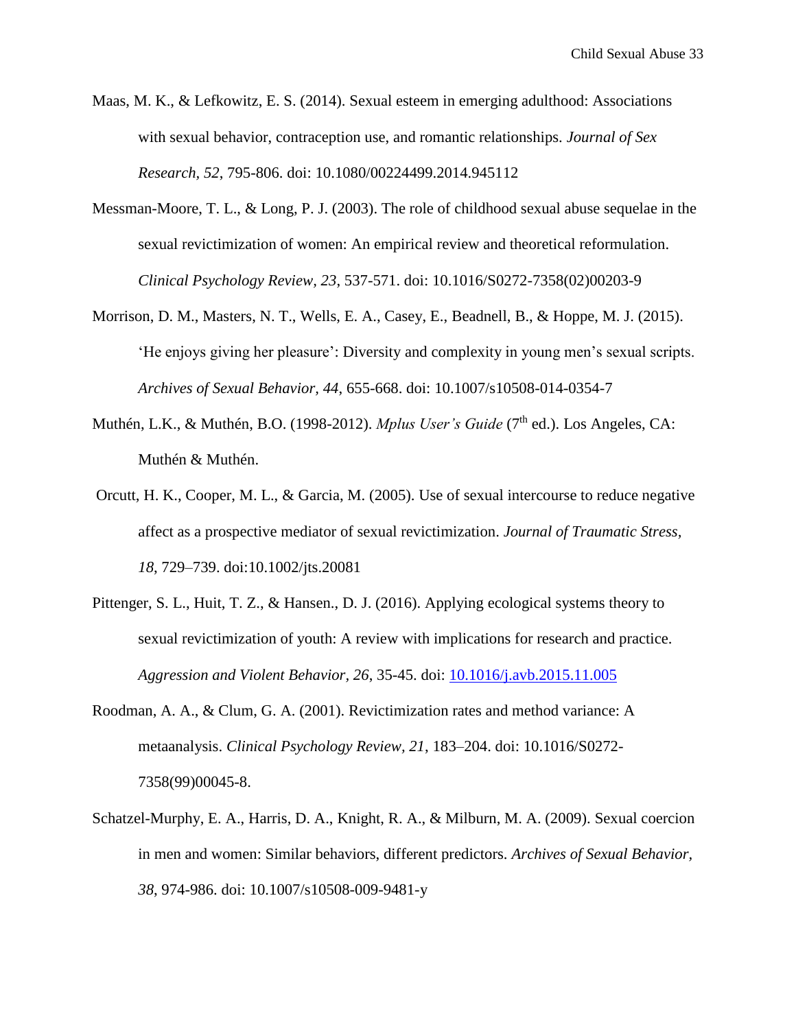Maas, M. K., & Lefkowitz, E. S. (2014). Sexual esteem in emerging adulthood: Associations with sexual behavior, contraception use, and romantic relationships. *Journal of Sex Research, 52*, 795-806. doi: 10.1080/00224499.2014.945112

Messman-Moore, T. L., & Long, P. J. (2003). The role of childhood sexual abuse sequelae in the sexual revictimization of women: An empirical review and theoretical reformulation. *Clinical Psychology Review, 23*, 537-571. doi: 10.1016/S0272-7358(02)00203-9

Morrison, D. M., Masters, N. T., Wells, E. A., Casey, E., Beadnell, B., & Hoppe, M. J. (2015). 'He enjoys giving her pleasure': Diversity and complexity in young men's sexual scripts. *Archives of Sexual Behavior, 44*, 655-668. doi: 10.1007/s10508-014-0354-7

Muthén, L.K., & Muthén, B.O. (1998-2012). *Mplus User's Guide* (7th ed.). Los Angeles, CA: Muthén & Muthén.

Orcutt, H. K., Cooper, M. L., & Garcia, M. (2005). Use of sexual intercourse to reduce negative affect as a prospective mediator of sexual revictimization. *Journal of Traumatic Stress, 18*, 729–739. doi:10.1002/jts.20081

Pittenger, S. L., Huit, T. Z., & Hansen., D. J. (2016). Applying ecological systems theory to sexual revictimization of youth: A review with implications for research and practice. *Aggression and Violent Behavior, 26*, 35-45. doi: 10.1016/j.avb.2015.11.005

Roodman, A. A., & Clum, G. A. (2001). Revictimization rates and method variance: A metaanalysis. *Clinical Psychology Review, 21*, 183–204. doi: 10.1016/S0272-7358(99)00045-8.

Schatzel-Murphy, E. A., Harris, D. A., Knight, R. A., & Milburn, M. A. (2009). Sexual coercion in men and women: Similar behaviors, different predictors. *Archives of Sexual Behavior, 38*, 974-986. doi: 10.1007/s10508-009-9481-y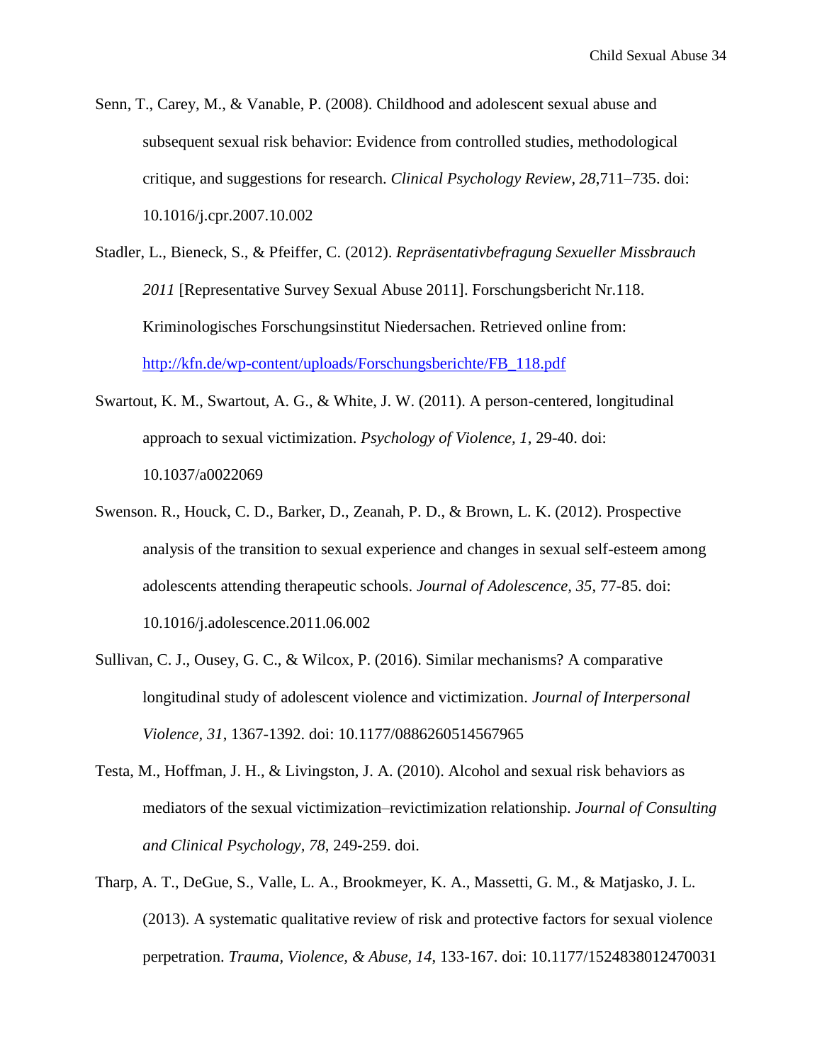Senn, T., Carey, M., & Vanable, P. (2008). Childhood and adolescent sexual abuse and subsequent sexual risk behavior: Evidence from controlled studies, methodological critique, and suggestions for research. *Clinical Psychology Review, 28*,711–735. doi: 10.1016/j.cpr.2007.10.002

Stadler, L., Bieneck, S., & Pfeiffer, C. (2012). *Repräsentativbefragung Sexueller Missbrauch 2011* [Representative Survey Sexual Abuse 2011]. Forschungsbericht Nr.118. Kriminologisches Forschungsinstitut Niedersachen. Retrieved online from: http://kfn.de/wp-content/uploads/Forschungsberichte/FB_118.pdf

Swartout, K. M., Swartout, A. G., & White, J. W. (2011). A person-centered, longitudinal approach to sexual victimization. *Psychology of Violence, 1*, 29-40. doi: 10.1037/a0022069

Swenson. R., Houck, C. D., Barker, D., Zeanah, P. D., & Brown, L. K. (2012). Prospective analysis of the transition to sexual experience and changes in sexual self-esteem among adolescents attending therapeutic schools. *Journal of Adolescence, 35*, 77-85. doi: 10.1016/j.adolescence.2011.06.002

Sullivan, C. J., Ousey, G. C., & Wilcox, P. (2016). Similar mechanisms? A comparative longitudinal study of adolescent violence and victimization. *Journal of Interpersonal Violence, 31*, 1367-1392. doi: 10.1177/0886260514567965

Testa, M., Hoffman, J. H., & Livingston, J. A. (2010). Alcohol and sexual risk behaviors as mediators of the sexual victimization–revictimization relationship. *Journal of Consulting and Clinical Psychology, 78*, 249-259. doi.

Tharp, A. T., DeGue, S., Valle, L. A., Brookmeyer, K. A., Massetti, G. M., & Matjasko, J. L. (2013). A systematic qualitative review of risk and protective factors for sexual violence perpetration. *Trauma, Violence, & Abuse, 14*, 133-167. doi: 10.1177/1524838012470031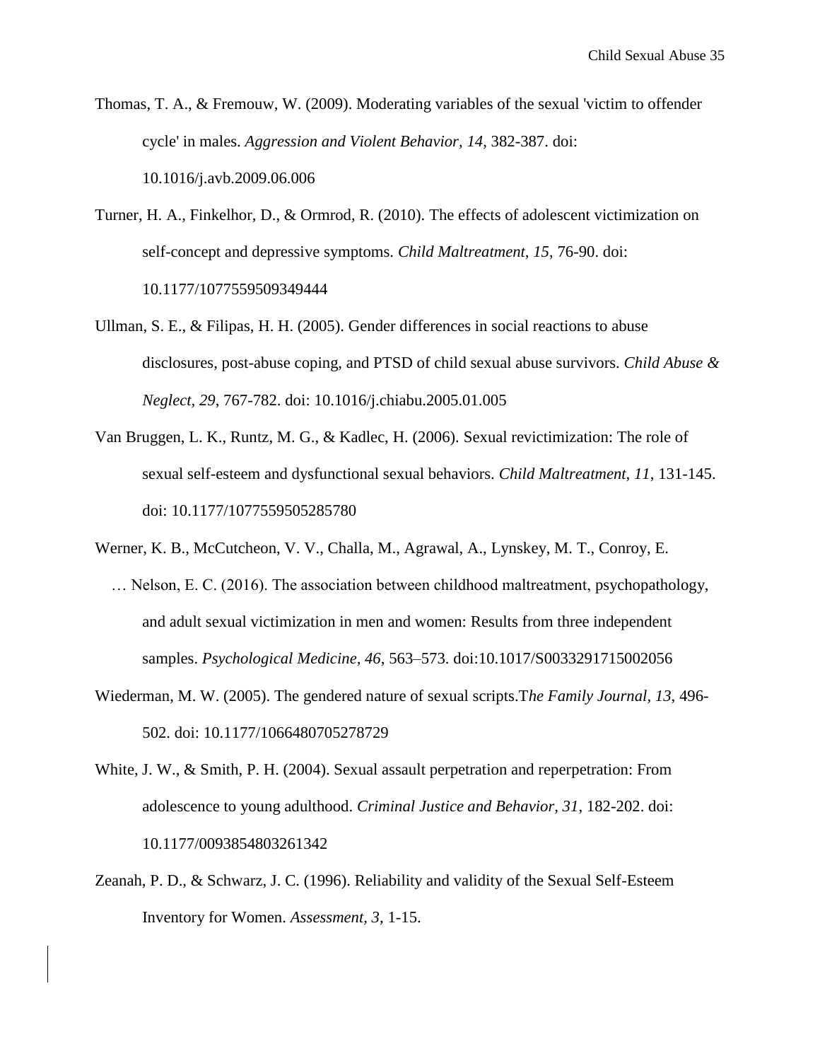Thomas, T. A., & Fremouw, W. (2009). Moderating variables of the sexual 'victim to offender cycle' in males. *Aggression and Violent Behavior, 14*, 382-387. doi: 10.1016/j.avb.2009.06.006

Turner, H. A., Finkelhor, D., & Ormrod, R. (2010). The effects of adolescent victimization on self-concept and depressive symptoms. *Child Maltreatment, 15*, 76-90. doi: 10.1177/1077559509349444

Ullman, S. E., & Filipas, H. H. (2005). Gender differences in social reactions to abuse disclosures, post-abuse coping, and PTSD of child sexual abuse survivors. *Child Abuse & Neglect, 29*, 767-782. doi: 10.1016/j.chiabu.2005.01.005

Van Bruggen, L. K., Runtz, M. G., & Kadlec, H. (2006). Sexual revictimization: The role of sexual self-esteem and dysfunctional sexual behaviors. *Child Maltreatment, 11*, 131-145. doi: 10.1177/1077559505285780

Werner, K. B., McCutcheon, V. V., Challa, M., Agrawal, A., Lynskey, M. T., Conroy, E. … Nelson, E. C. (2016). The association between childhood maltreatment, psychopathology, and adult sexual victimization in men and women: Results from three independent samples. *Psychological Medicine, 46*, 563–573. doi:10.1017/S0033291715002056

Wiederman, M. W. (2005). The gendered nature of sexual scripts.T*he Family Journal, 13*, 496-502. doi: 10.1177/1066480705278729

White, J. W., & Smith, P. H. (2004). Sexual assault perpetration and reperpetration: From adolescence to young adulthood. *Criminal Justice and Behavior, 31*, 182-202. doi: 10.1177/0093854803261342

Zeanah, P. D., & Schwarz, J. C. (1996). Reliability and validity of the Sexual Self-Esteem Inventory for Women. *Assessment, 3*, 1-15.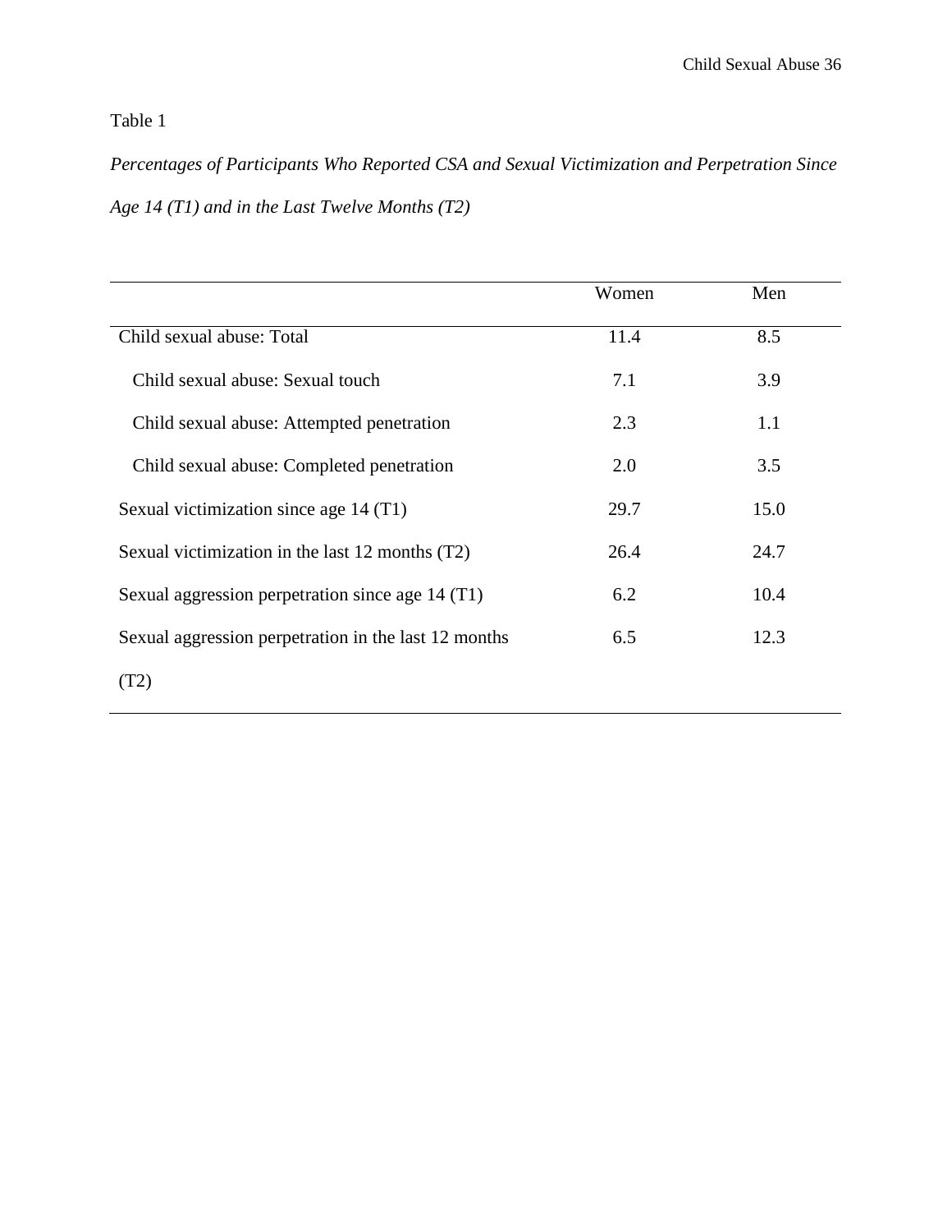Table 1

*Percentages of Participants Who Reported CSA and Sexual Victimization and Perpetration Since Age 14 (T1) and in the Last Twelve Months (T2)*

| | Women | Men |
|---|---|---|
| Child sexual abuse: Total | 11.4 | 8.5 |
| Child sexual abuse: Sexual touch | 7.1 | 3.9 |
| Child sexual abuse: Attempted penetration | 2.3 | 1.1 |
| Child sexual abuse: Completed penetration | 2.0 | 3.5 |
| Sexual victimization since age 14 (T1) | 29.7 | 15.0 |
| Sexual victimization in the last 12 months (T2) | 26.4 | 24.7 |
| Sexual aggression perpetration since age 14 (T1) | 6.2 | 10.4 |
| Sexual aggression perpetration in the last 12 months (T2) | 6.5 | 12.3 |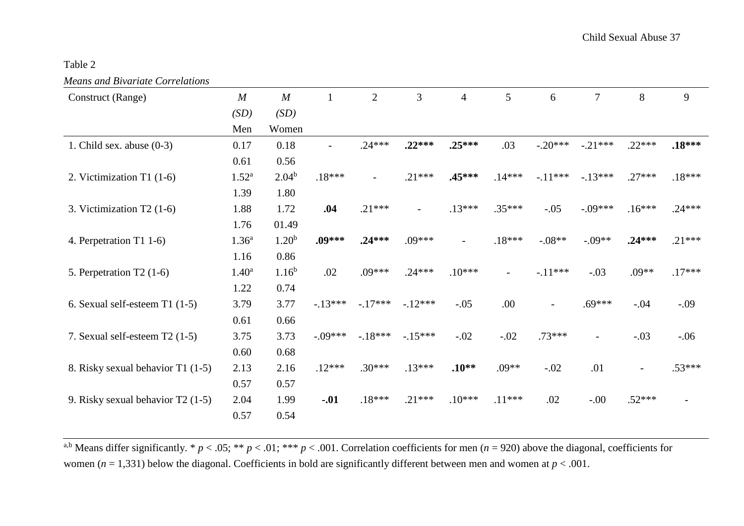Table 2

*Means and Bivariate Correlations*

| Construct (Range) | *M* (*SD*) Men | *M* (*SD*) Women | 1 | 2 | 3 | 4 | 5 | 6 | 7 | 8 | 9 |
|---|---|---|---|---|---|---|---|---|---|---|---|
| 1. Child sex. abuse (0-3) | 0.17 | 0.18 | - | .24*** | **.22*** ** | **.25*** ** | .03 | -.20*** | -.21*** | .22*** | **.18*** ** |
| | 0.61 | 0.56 | | | | | | | | | |
| 2. Victimization T1 (1-6) | 1.52[a] | 2.04[b] | .18*** | - | .21*** | **.45*** ** | .14*** | -.11*** | -.13*** | .27*** | .18*** |
| | 1.39 | 1.80 | | | | | | | | | |
| 3. Victimization T2 (1-6) | 1.88 | 1.72 | **.04** | .21*** | - | .13*** | .35*** | -.05 | -.09*** | .16*** | .24*** |
| | 1.76 | 01.49 | | | | | | | | | |
| 4. Perpetration T1 1-6) | 1.36[a] | 1.20[b] | **.09*** ** | **.24*** ** | .09*** | - | .18*** | -.08** | -.09** | **.24*** ** | .21*** |
| | 1.16 | 0.86 | | | | | | | | | |
| 5. Perpetration T2 (1-6) | 1.40[a] | 1.16[b] | .02 | .09*** | .24*** | .10*** | - | -.11*** | -.03 | .09** | .17*** |
| | 1.22 | 0.74 | | | | | | | | | |
| 6. Sexual self-esteem T1 (1-5) | 3.79 | 3.77 | -.13*** | -.17*** | -.12*** | -.05 | .00 | - | .69*** | -.04 | -.09 |
| | 0.61 | 0.66 | | | | | | | | | |
| 7. Sexual self-esteem T2 (1-5) | 3.75 | 3.73 | -.09*** | -.18*** | -.15*** | -.02 | -.02 | .73*** | - | -.03 | -.06 |
| | 0.60 | 0.68 | | | | | | | | | |
| 8. Risky sexual behavior T1 (1-5) | 2.13 | 2.16 | .12*** | .30*** | .13*** | **.10** ** | .09** | -.02 | .01 | - | .53*** |
| | 0.57 | 0.57 | | | | | | | | | |
| 9. Risky sexual behavior T2 (1-5) | 2.04 | 1.99 | **-.01** | .18*** | .21*** | .10*** | .11*** | .02 | -.00 | .52*** | - |
| | 0.57 | 0.54 | | | | | | | | | |

[a,b] Means differ significantly. * $p < .05$; ** $p < .01$; *** $p < .001$. Correlation coefficients for men ($n = 920$) above the diagonal, coefficients for women ($n = 1{,}331$) below the diagonal. Coefficients in bold are significantly different between men and women at $p < .001$.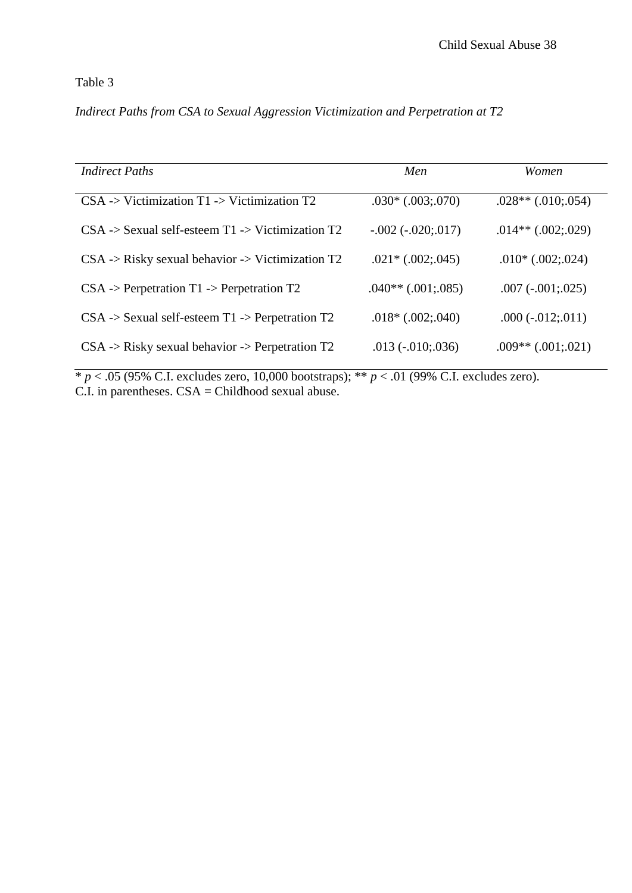Table 3

*Indirect Paths from CSA to Sexual Aggression Victimization and Perpetration at T2*

| *Indirect Paths* | *Men* | *Women* |
|---|---|---|
| CSA -> Victimization T1 -> Victimization T2 | .030* (.003;.070) | .028** (.010;.054) |
| CSA -> Sexual self-esteem T1 -> Victimization T2 | -.002 (-.020;.017) | .014** (.002;.029) |
| CSA -> Risky sexual behavior -> Victimization T2 | .021* (.002;.045) | .010* (.002;.024) |
| CSA -> Perpetration T1 -> Perpetration T2 | .040** (.001;.085) | .007 (-.001;.025) |
| CSA -> Sexual self-esteem T1 -> Perpetration T2 | .018* (.002;.040) | .000 (-.012;.011) |
| CSA -> Risky sexual behavior -> Perpetration T2 | .013 (-.010;.036) | .009** (.001;.021) |

* $p < .05$ (95% C.I. excludes zero, 10,000 bootstraps); ** $p < .01$ (99% C.I. excludes zero).
C.I. in parentheses. CSA = Childhood sexual abuse.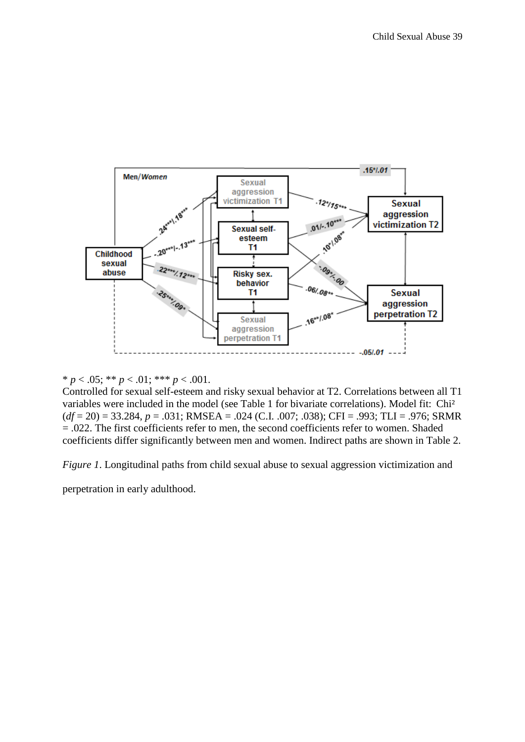Men/*Women*

Childhood sexual abuse

Sexual aggression victimization T1

Sexual self-esteem T1

Risky sex. behavior T1

Sexual aggression perpetration T1

Sexual aggression victimization T2

Sexual aggression perpetration T2

.15*/.01

.24***/.18***

-.20***/-.13***

.22***/.12***

.25***/.09*

.12*/15***

.01/-.10***

.10*/.08**

-.09*/-.00

.06/.08**

.16**/.08*

-.05/.01

* $p < .05$; ** $p < .01$; *** $p < .001$.

Controlled for sexual self-esteem and risky sexual behavior at T2. Correlations between all T1 variables were included in the model (see Table 1 for bivariate correlations). Model fit: Chi$^2$ ($df = 20$) = 33.284, $p = .031$; RMSEA = .024 (C.I. .007; .038); CFI = .993; TLI = .976; SRMR = .022. The first coefficients refer to men, the second coefficients refer to women. Shaded coefficients differ significantly between men and women. Indirect paths are shown in Table 2.

*Figure 1*. Longitudinal paths from child sexual abuse to sexual aggression victimization and perpetration in early adulthood.